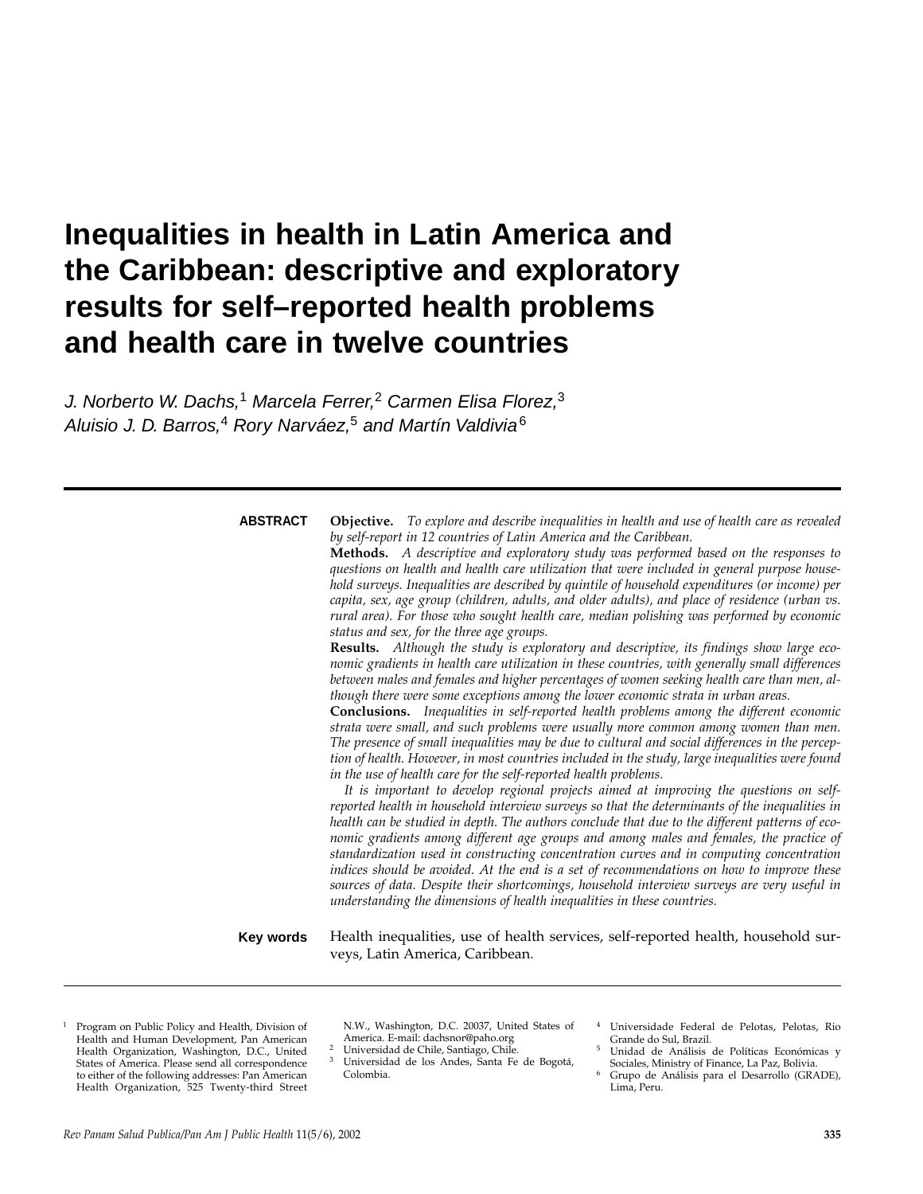# Inequalities in health in Latin America and the Caribbean: descriptive and exploratory results for self–reported health problems and health care in twelve countries

*J. Norberto W. Dachs,*[1] *Marcela Ferrer,*[2] *Carmen Elisa Florez,*[3] *Aluisio J. D. Barros,*[4] *Rory Narváez,*[5] *and Martín Valdivia*[6]

**ABSTRACT**

**Objective.** *To explore and describe inequalities in health and use of health care as revealed by self-report in 12 countries of Latin America and the Caribbean.*

**Methods.** *A descriptive and exploratory study was performed based on the responses to questions on health and health care utilization that were included in general purpose household surveys. Inequalities are described by quintile of household expenditures (or income) per capita, sex, age group (children, adults, and older adults), and place of residence (urban vs. rural area). For those who sought health care, median polishing was performed by economic status and sex, for the three age groups.*

**Results.** *Although the study is exploratory and descriptive, its findings show large economic gradients in health care utilization in these countries, with generally small differences between males and females and higher percentages of women seeking health care than men, although there were some exceptions among the lower economic strata in urban areas.*

**Conclusions.** *Inequalities in self-reported health problems among the different economic strata were small, and such problems were usually more common among women than men. The presence of small inequalities may be due to cultural and social differences in the perception of health. However, in most countries included in the study, large inequalities were found in the use of health care for the self-reported health problems.*

*It is important to develop regional projects aimed at improving the questions on self-reported health in household interview surveys so that the determinants of the inequalities in health can be studied in depth. The authors conclude that due to the different patterns of economic gradients among different age groups and among males and females, the practice of standardization used in constructing concentration curves and in computing concentration indices should be avoided. At the end is a set of recommendations on how to improve these sources of data. Despite their shortcomings, household interview surveys are very useful in understanding the dimensions of health inequalities in these countries.*

**Key words** Health inequalities, use of health services, self-reported health, household surveys, Latin America, Caribbean.

---

[1] Program on Public Policy and Health, Division of Health and Human Development, Pan American Health Organization, Washington, D.C., United States of America. Please send all correspondence to either of the following addresses: Pan American Health Organization, 525 Twenty-third Street N.W., Washington, D.C. 20037, United States of America. E-mail: dachsnor@paho.org

[2] Universidad de Chile, Santiago, Chile.

[3] Universidad de los Andes, Santa Fe de Bogotá, Colombia.

[4] Universidade Federal de Pelotas, Pelotas, Rio Grande do Sul, Brazil.

[5] Unidad de Análisis de Políticas Económicas y Sociales, Ministry of Finance, La Paz, Bolivia.

[6] Grupo de Análisis para el Desarrollo (GRADE), Lima, Peru.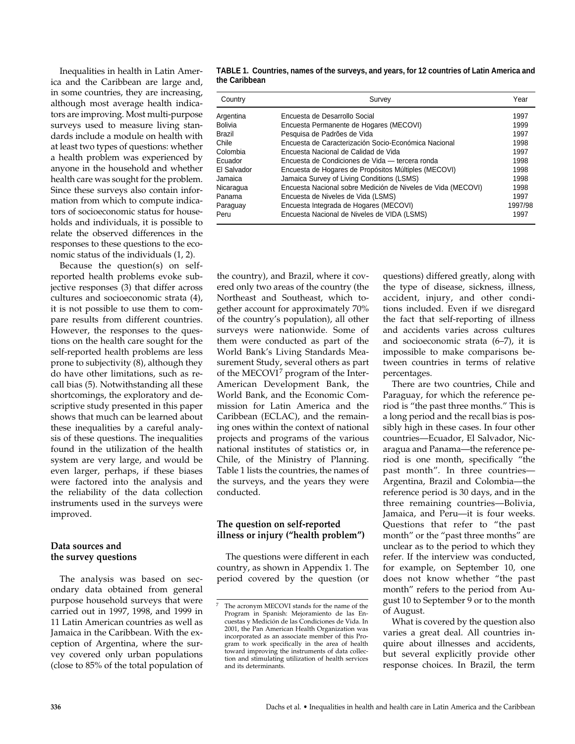Inequalities in health in Latin America and the Caribbean are large and, in some countries, they are increasing, although most average health indicators are improving. Most multi-purpose surveys used to measure living standards include a module on health with at least two types of questions: whether a health problem was experienced by anyone in the household and whether health care was sought for the problem. Since these surveys also contain information from which to compute indicators of socioeconomic status for households and individuals, it is possible to relate the observed differences in the responses to these questions to the economic status of the individuals (1, 2).

Because the question(s) on self-reported health problems evoke subjective responses (3) that differ across cultures and socioeconomic strata (4), it is not possible to use them to compare results from different countries. However, the responses to the questions on the health care sought for the self-reported health problems are less prone to subjectivity (8), although they do have other limitations, such as recall bias (5). Notwithstanding all these shortcomings, the exploratory and descriptive study presented in this paper shows that much can be learned about these inequalities by a careful analysis of these questions. The inequalities found in the utilization of the health system are very large, and would be even larger, perhaps, if these biases were factored into the analysis and the reliability of the data collection instruments used in the surveys were improved.

## Data sources and the survey questions

The analysis was based on secondary data obtained from general purpose household surveys that were carried out in 1997, 1998, and 1999 in 11 Latin American countries as well as Jamaica in the Caribbean. With the exception of Argentina, where the survey covered only urban populations (close to 85% of the total population of the country), and Brazil, where it covered only two areas of the country (the Northeast and Southeast, which together account for approximately 70% of the country's population), all other surveys were nationwide. Some of them were conducted as part of the World Bank's Living Standards Measurement Study, several others as part of the MECOVI[7] program of the Inter-American Development Bank, the World Bank, and the Economic Commission for Latin America and the Caribbean (ECLAC), and the remaining ones within the context of national projects and programs of the various national institutes of statistics or, in Chile, of the Ministry of Planning. Table 1 lists the countries, the names of the surveys, and the years they were conducted.

**TABLE 1. Countries, names of the surveys, and years, for 12 countries of Latin America and the Caribbean**

| Country | Survey | Year |
|---|---|---|
| Argentina | Encuesta de Desarrollo Social | 1997 |
| Bolivia | Encuesta Permanente de Hogares (MECOVI) | 1999 |
| Brazil | Pesquisa de Padrões de Vida | 1997 |
| Chile | Encuesta de Caracterización Socio-Económica Nacional | 1998 |
| Colombia | Encuesta Nacional de Calidad de Vida | 1997 |
| Ecuador | Encuesta de Condiciones de Vida — tercera ronda | 1998 |
| El Salvador | Encuesta de Hogares de Propósitos Múltiples (MECOVI) | 1998 |
| Jamaica | Jamaica Survey of Living Conditions (LSMS) | 1998 |
| Nicaragua | Encuesta Nacional sobre Medición de Niveles de Vida (MECOVI) | 1998 |
| Panama | Encuesta de Niveles de Vida (LSMS) | 1997 |
| Paraguay | Encuesta Integrada de Hogares (MECOVI) | 1997/98 |
| Peru | Encuesta Nacional de Niveles de VIDA (LSMS) | 1997 |

## The question on self-reported illness or injury ("health problem")

The questions were different in each country, as shown in Appendix 1. The period covered by the question (or questions) differed greatly, along with the type of disease, sickness, illness, accident, injury, and other conditions included. Even if we disregard the fact that self-reporting of illness and accidents varies across cultures and socioeconomic strata (6–7), it is impossible to make comparisons between countries in terms of relative percentages.

There are two countries, Chile and Paraguay, for which the reference period is "the past three months." This is a long period and the recall bias is possibly high in these cases. In four other countries—Ecuador, El Salvador, Nicaragua and Panama—the reference period is one month, specifically "the past month". In three countries—Argentina, Brazil and Colombia—the reference period is 30 days, and in the three remaining countries—Bolivia, Jamaica, and Peru—it is four weeks. Questions that refer to "the past month" or the "past three months" are unclear as to the period to which they refer. If the interview was conducted, for example, on September 10, one does not know whether "the past month" refers to the period from August 10 to September 9 or to the month of August.

What is covered by the question also varies a great deal. All countries inquire about illnesses and accidents, but several explicitly provide other response choices. In Brazil, the term

[7] The acronym MECOVI stands for the name of the Program in Spanish: Mejoramiento de las Encuestas y Medición de las Condiciones de Vida. In 2001, the Pan American Health Organization was incorporated as an associate member of this Program to work specifically in the area of health toward improving the instruments of data collection and stimulating utilization of health services and its determinants.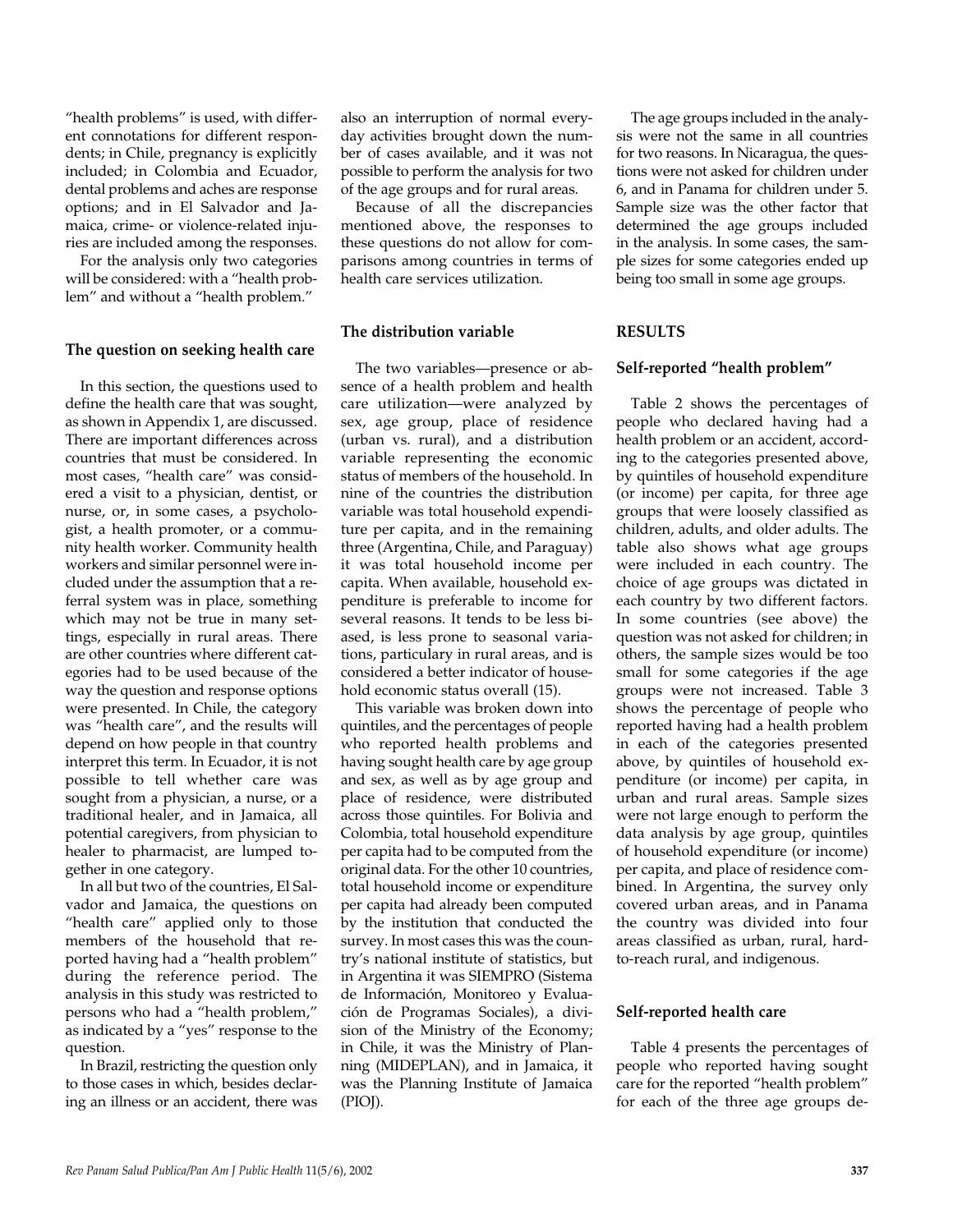"health problems" is used, with different connotations for different respondents; in Chile, pregnancy is explicitly included; in Colombia and Ecuador, dental problems and aches are response options; and in El Salvador and Jamaica, crime- or violence-related injuries are included among the responses.

For the analysis only two categories will be considered: with a "health problem" and without a "health problem."

### The question on seeking health care

In this section, the questions used to define the health care that was sought, as shown in Appendix 1, are discussed. There are important differences across countries that must be considered. In most cases, "health care" was considered a visit to a physician, dentist, or nurse, or, in some cases, a psychologist, a health promoter, or a community health worker. Community health workers and similar personnel were included under the assumption that a referral system was in place, something which may not be true in many settings, especially in rural areas. There are other countries where different categories had to be used because of the way the question and response options were presented. In Chile, the category was "health care", and the results will depend on how people in that country interpret this term. In Ecuador, it is not possible to tell whether care was sought from a physician, a nurse, or a traditional healer, and in Jamaica, all potential caregivers, from physician to healer to pharmacist, are lumped together in one category.

In all but two of the countries, El Salvador and Jamaica, the questions on "health care" applied only to those members of the household that reported having had a "health problem" during the reference period. The analysis in this study was restricted to persons who had a "health problem," as indicated by a "yes" response to the question.

In Brazil, restricting the question only to those cases in which, besides declaring an illness or an accident, there was also an interruption of normal everyday activities brought down the number of cases available, and it was not possible to perform the analysis for two of the age groups and for rural areas.

Because of all the discrepancies mentioned above, the responses to these questions do not allow for comparisons among countries in terms of health care services utilization.

### The distribution variable

The two variables—presence or absence of a health problem and health care utilization—were analyzed by sex, age group, place of residence (urban vs. rural), and a distribution variable representing the economic status of members of the household. In nine of the countries the distribution variable was total household expenditure per capita, and in the remaining three (Argentina, Chile, and Paraguay) it was total household income per capita. When available, household expenditure is preferable to income for several reasons. It tends to be less biased, is less prone to seasonal variations, particulary in rural areas, and is considered a better indicator of household economic status overall (15).

This variable was broken down into quintiles, and the percentages of people who reported health problems and having sought health care by age group and sex, as well as by age group and place of residence, were distributed across those quintiles. For Bolivia and Colombia, total household expenditure per capita had to be computed from the original data. For the other 10 countries, total household income or expenditure per capita had already been computed by the institution that conducted the survey. In most cases this was the country's national institute of statistics, but in Argentina it was SIEMPRO (Sistema de Información, Monitoreo y Evaluación de Programas Sociales), a division of the Ministry of the Economy; in Chile, it was the Ministry of Planning (MIDEPLAN), and in Jamaica, it was the Planning Institute of Jamaica (PIOJ).

The age groups included in the analysis were not the same in all countries for two reasons. In Nicaragua, the questions were not asked for children under 6, and in Panama for children under 5. Sample size was the other factor that determined the age groups included in the analysis. In some cases, the sample sizes for some categories ended up being too small in some age groups.

## RESULTS

### Self-reported "health problem"

Table 2 shows the percentages of people who declared having had a health problem or an accident, according to the categories presented above, by quintiles of household expenditure (or income) per capita, for three age groups that were loosely classified as children, adults, and older adults. The table also shows what age groups were included in each country. The choice of age groups was dictated in each country by two different factors. In some countries (see above) the question was not asked for children; in others, the sample sizes would be too small for some categories if the age groups were not increased. Table 3 shows the percentage of people who reported having had a health problem in each of the categories presented above, by quintiles of household expenditure (or income) per capita, in urban and rural areas. Sample sizes were not large enough to perform the data analysis by age group, quintiles of household expenditure (or income) per capita, and place of residence combined. In Argentina, the survey only covered urban areas, and in Panama the country was divided into four areas classified as urban, rural, hard-to-reach rural, and indigenous.

### Self-reported health care

Table 4 presents the percentages of people who reported having sought care for the reported "health problem" for each of the three age groups de-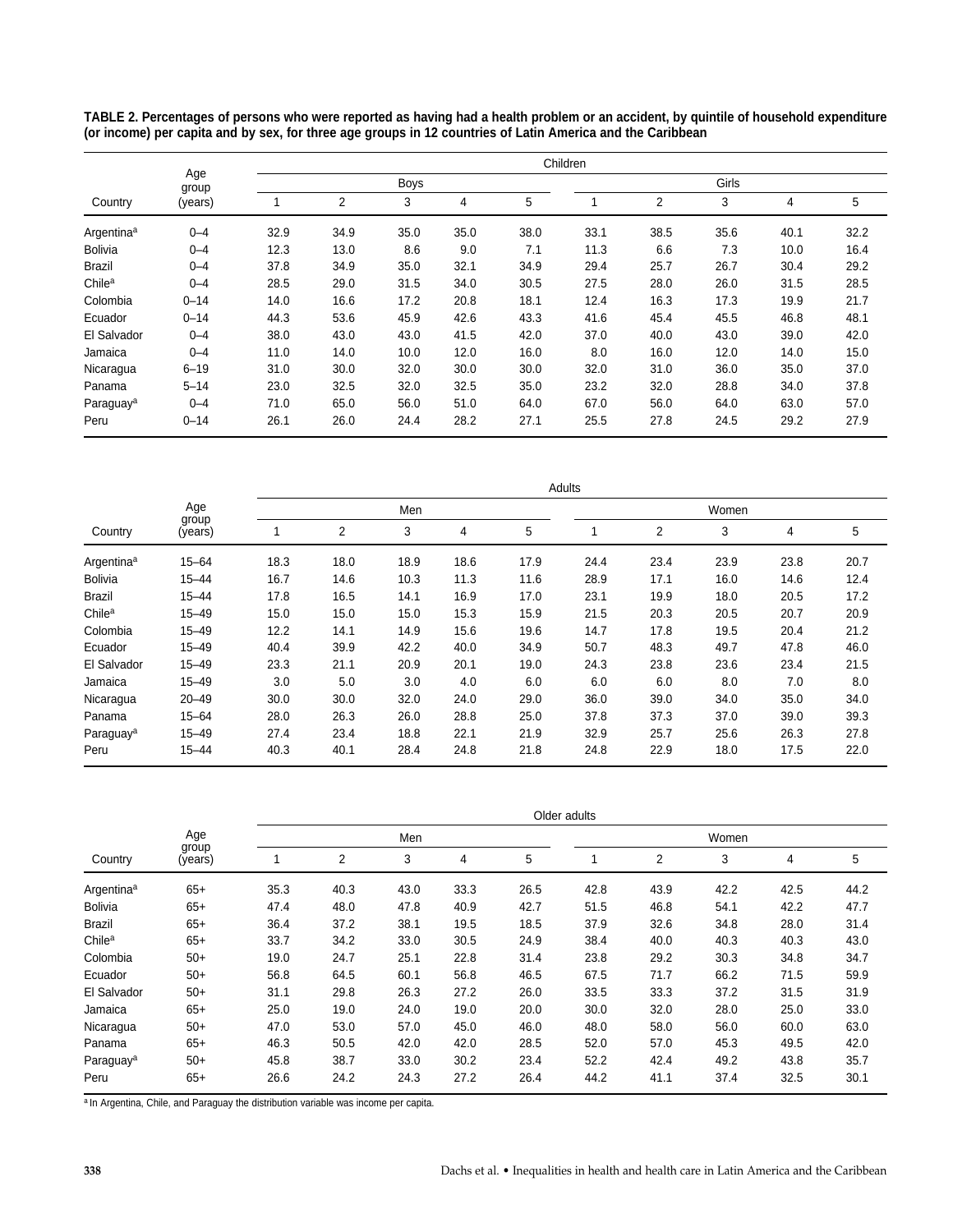**TABLE 2. Percentages of persons who were reported as having had a health problem or an accident, by quintile of household expenditure (or income) per capita and by sex, for three age groups in 12 countries of Latin America and the Caribbean**

| Country | Age group (years) | Children | | | | | | | | | |
|---|---|---|---|---|---|---|---|---|---|---|---|
| | | Boys | | | | | Girls | | | | |
| | | 1 | 2 | 3 | 4 | 5 | 1 | 2 | 3 | 4 | 5 |
| Argentina[a] | 0–4 | 32.9 | 34.9 | 35.0 | 35.0 | 38.0 | 33.1 | 38.5 | 35.6 | 40.1 | 32.2 |
| Bolivia | 0–4 | 12.3 | 13.0 | 8.6 | 9.0 | 7.1 | 11.3 | 6.6 | 7.3 | 10.0 | 16.4 |
| Brazil | 0–4 | 37.8 | 34.9 | 35.0 | 32.1 | 34.9 | 29.4 | 25.7 | 26.7 | 30.4 | 29.2 |
| Chile[a] | 0–4 | 28.5 | 29.0 | 31.5 | 34.0 | 30.5 | 27.5 | 28.0 | 26.0 | 31.5 | 28.5 |
| Colombia | 0–14 | 14.0 | 16.6 | 17.2 | 20.8 | 18.1 | 12.4 | 16.3 | 17.3 | 19.9 | 21.7 |
| Ecuador | 0–14 | 44.3 | 53.6 | 45.9 | 42.6 | 43.3 | 41.6 | 45.4 | 45.5 | 46.8 | 48.1 |
| El Salvador | 0–4 | 38.0 | 43.0 | 43.0 | 41.5 | 42.0 | 37.0 | 40.0 | 43.0 | 39.0 | 42.0 |
| Jamaica | 0–4 | 11.0 | 14.0 | 10.0 | 12.0 | 16.0 | 8.0 | 16.0 | 12.0 | 14.0 | 15.0 |
| Nicaragua | 6–19 | 31.0 | 30.0 | 32.0 | 30.0 | 30.0 | 32.0 | 31.0 | 36.0 | 35.0 | 37.0 |
| Panama | 5–14 | 23.0 | 32.5 | 32.0 | 32.5 | 35.0 | 23.2 | 32.0 | 28.8 | 34.0 | 37.8 |
| Paraguay[a] | 0–4 | 71.0 | 65.0 | 56.0 | 51.0 | 64.0 | 67.0 | 56.0 | 64.0 | 63.0 | 57.0 |
| Peru | 0–14 | 26.1 | 26.0 | 24.4 | 28.2 | 27.1 | 25.5 | 27.8 | 24.5 | 29.2 | 27.9 |

| Country | Age group (years) | Adults | | | | | | | | | |
|---|---|---|---|---|---|---|---|---|---|---|---|
| | | Men | | | | | Women | | | | |
| | | 1 | 2 | 3 | 4 | 5 | 1 | 2 | 3 | 4 | 5 |
| Argentina[a] | 15–64 | 18.3 | 18.0 | 18.9 | 18.6 | 17.9 | 24.4 | 23.4 | 23.9 | 23.8 | 20.7 |
| Bolivia | 15–44 | 16.7 | 14.6 | 10.3 | 11.3 | 11.6 | 28.9 | 17.1 | 16.0 | 14.6 | 12.4 |
| Brazil | 15–44 | 17.8 | 16.5 | 14.1 | 16.9 | 17.0 | 23.1 | 19.9 | 18.0 | 20.5 | 17.2 |
| Chile[a] | 15–49 | 15.0 | 15.0 | 15.0 | 15.3 | 15.9 | 21.5 | 20.3 | 20.5 | 20.7 | 20.9 |
| Colombia | 15–49 | 12.2 | 14.1 | 14.9 | 15.6 | 19.6 | 14.7 | 17.8 | 19.5 | 20.4 | 21.2 |
| Ecuador | 15–49 | 40.4 | 39.9 | 42.2 | 40.0 | 34.9 | 50.7 | 48.3 | 49.7 | 47.8 | 46.0 |
| El Salvador | 15–49 | 23.3 | 21.1 | 20.9 | 20.1 | 19.0 | 24.3 | 23.8 | 23.6 | 23.4 | 21.5 |
| Jamaica | 15–49 | 3.0 | 5.0 | 3.0 | 4.0 | 6.0 | 6.0 | 6.0 | 8.0 | 7.0 | 8.0 |
| Nicaragua | 20–49 | 30.0 | 30.0 | 32.0 | 24.0 | 29.0 | 36.0 | 39.0 | 34.0 | 35.0 | 34.0 |
| Panama | 15–64 | 28.0 | 26.3 | 26.0 | 28.8 | 25.0 | 37.8 | 37.3 | 37.0 | 39.0 | 39.3 |
| Paraguay[a] | 15–49 | 27.4 | 23.4 | 18.8 | 22.1 | 21.9 | 32.9 | 25.7 | 25.6 | 26.3 | 27.8 |
| Peru | 15–44 | 40.3 | 40.1 | 28.4 | 24.8 | 21.8 | 24.8 | 22.9 | 18.0 | 17.5 | 22.0 |

| Country | Age group (years) | Older adults | | | | | | | | | |
|---|---|---|---|---|---|---|---|---|---|---|---|
| | | Men | | | | | Women | | | | |
| | | 1 | 2 | 3 | 4 | 5 | 1 | 2 | 3 | 4 | 5 |
| Argentina[a] | 65+ | 35.3 | 40.3 | 43.0 | 33.3 | 26.5 | 42.8 | 43.9 | 42.2 | 42.5 | 44.2 |
| Bolivia | 65+ | 47.4 | 48.0 | 47.8 | 40.9 | 42.7 | 51.5 | 46.8 | 54.1 | 42.2 | 47.7 |
| Brazil | 65+ | 36.4 | 37.2 | 38.1 | 19.5 | 18.5 | 37.9 | 32.6 | 34.8 | 28.0 | 31.4 |
| Chile[a] | 65+ | 33.7 | 34.2 | 33.0 | 30.5 | 24.9 | 38.4 | 40.0 | 40.3 | 40.3 | 43.0 |
| Colombia | 50+ | 19.0 | 24.7 | 25.1 | 22.8 | 31.4 | 23.8 | 29.2 | 30.3 | 34.8 | 34.7 |
| Ecuador | 50+ | 56.8 | 64.5 | 60.1 | 56.8 | 46.5 | 67.5 | 71.7 | 66.2 | 71.5 | 59.9 |
| El Salvador | 50+ | 31.1 | 29.8 | 26.3 | 27.2 | 26.0 | 33.5 | 33.3 | 37.2 | 31.5 | 31.9 |
| Jamaica | 65+ | 25.0 | 19.0 | 24.0 | 19.0 | 20.0 | 30.0 | 32.0 | 28.0 | 25.0 | 33.0 |
| Nicaragua | 50+ | 47.0 | 53.0 | 57.0 | 45.0 | 46.0 | 48.0 | 58.0 | 56.0 | 60.0 | 63.0 |
| Panama | 65+ | 46.3 | 50.5 | 42.0 | 42.0 | 28.5 | 52.0 | 57.0 | 45.3 | 49.5 | 42.0 |
| Paraguay[a] | 50+ | 45.8 | 38.7 | 33.0 | 30.2 | 23.4 | 52.2 | 42.4 | 49.2 | 43.8 | 35.7 |
| Peru | 65+ | 26.6 | 24.2 | 24.3 | 27.2 | 26.4 | 44.2 | 41.1 | 37.4 | 32.5 | 30.1 |

[a] In Argentina, Chile, and Paraguay the distribution variable was income per capita.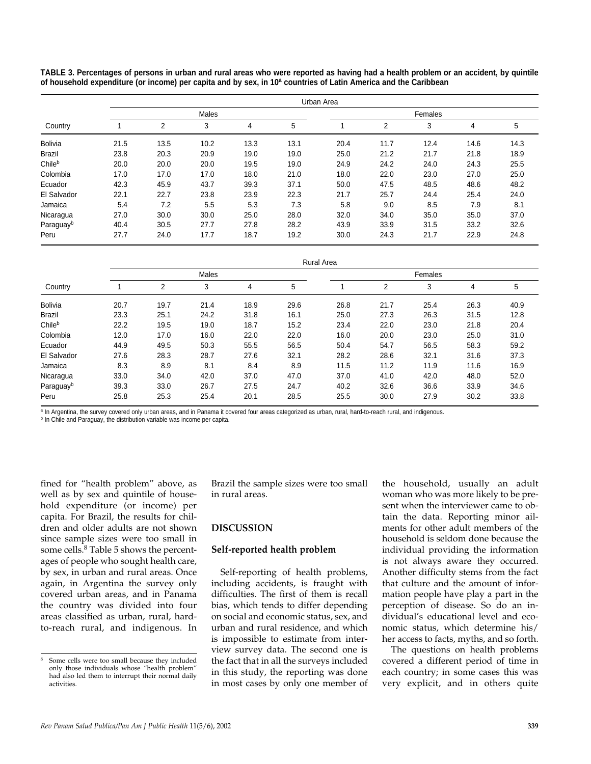**TABLE 3. Percentages of persons in urban and rural areas who were reported as having had a health problem or an accident, by quintile of household expenditure (or income) per capita and by sex, in 10[a] countries of Latin America and the Caribbean**

| | Urban Area | | | | | | | | | |
|---|---|---|---|---|---|---|---|---|---|---|
| | Males | | | | | Females | | | | |
| Country | 1 | 2 | 3 | 4 | 5 | 1 | 2 | 3 | 4 | 5 |
| Bolivia | 21.5 | 13.5 | 10.2 | 13.3 | 13.1 | 20.4 | 11.7 | 12.4 | 14.6 | 14.3 |
| Brazil | 23.8 | 20.3 | 20.9 | 19.0 | 19.0 | 25.0 | 21.2 | 21.7 | 21.8 | 18.9 |
| Chile[b] | 20.0 | 20.0 | 20.0 | 19.5 | 19.0 | 24.9 | 24.2 | 24.0 | 24.3 | 25.5 |
| Colombia | 17.0 | 17.0 | 17.0 | 18.0 | 21.0 | 18.0 | 22.0 | 23.0 | 27.0 | 25.0 |
| Ecuador | 42.3 | 45.9 | 43.7 | 39.3 | 37.1 | 50.0 | 47.5 | 48.5 | 48.6 | 48.2 |
| El Salvador | 22.1 | 22.7 | 23.8 | 23.9 | 22.3 | 21.7 | 25.7 | 24.4 | 25.4 | 24.0 |
| Jamaica | 5.4 | 7.2 | 5.5 | 5.3 | 7.3 | 5.8 | 9.0 | 8.5 | 7.9 | 8.1 |
| Nicaragua | 27.0 | 30.0 | 30.0 | 25.0 | 28.0 | 32.0 | 34.0 | 35.0 | 35.0 | 37.0 |
| Paraguay[b] | 40.4 | 30.5 | 27.7 | 27.8 | 28.2 | 43.9 | 33.9 | 31.5 | 33.2 | 32.6 |
| Peru | 27.7 | 24.0 | 17.7 | 18.7 | 19.2 | 30.0 | 24.3 | 21.7 | 22.9 | 24.8 |
| | **Rural Area** | | | | | | | | | |
| | Males | | | | | Females | | | | |
| Country | 1 | 2 | 3 | 4 | 5 | 1 | 2 | 3 | 4 | 5 |
| Bolivia | 20.7 | 19.7 | 21.4 | 18.9 | 29.6 | 26.8 | 21.7 | 25.4 | 26.3 | 40.9 |
| Brazil | 23.3 | 25.1 | 24.2 | 31.8 | 16.1 | 25.0 | 27.3 | 26.3 | 31.5 | 12.8 |
| Chile[b] | 22.2 | 19.5 | 19.0 | 18.7 | 15.2 | 23.4 | 22.0 | 23.0 | 21.8 | 20.4 |
| Colombia | 12.0 | 17.0 | 16.0 | 22.0 | 22.0 | 16.0 | 20.0 | 23.0 | 25.0 | 31.0 |
| Ecuador | 44.9 | 49.5 | 50.3 | 55.5 | 56.5 | 50.4 | 54.7 | 56.5 | 58.3 | 59.2 |
| El Salvador | 27.6 | 28.3 | 28.7 | 27.6 | 32.1 | 28.2 | 28.6 | 32.1 | 31.6 | 37.3 |
| Jamaica | 8.3 | 8.9 | 8.1 | 8.4 | 8.9 | 11.5 | 11.2 | 11.9 | 11.6 | 16.9 |
| Nicaragua | 33.0 | 34.0 | 42.0 | 37.0 | 47.0 | 37.0 | 41.0 | 42.0 | 48.0 | 52.0 |
| Paraguay[b] | 39.3 | 33.0 | 26.7 | 27.5 | 24.7 | 40.2 | 32.6 | 36.6 | 33.9 | 34.6 |
| Peru | 25.8 | 25.3 | 25.4 | 20.1 | 28.5 | 25.5 | 30.0 | 27.9 | 30.2 | 33.8 |

[a] In Argentina, the survey covered only urban areas, and in Panama it covered four areas categorized as urban, rural, hard-to-reach rural, and indigenous.
[b] In Chile and Paraguay, the distribution variable was income per capita.

fined for "health problem" above, as well as by sex and quintile of household expenditure (or income) per capita. For Brazil, the results for children and older adults are not shown since sample sizes were too small in some cells.[8] Table 5 shows the percentages of people who sought health care, by sex, in urban and rural areas. Once again, in Argentina the survey only covered urban areas, and in Panama the country was divided into four areas classified as urban, rural, hard-to-reach rural, and indigenous. In Brazil the sample sizes were too small in rural areas.

## DISCUSSION

### Self-reported health problem

Self-reporting of health problems, including accidents, is fraught with difficulties. The first of them is recall bias, which tends to differ depending on social and economic status, sex, and urban and rural residence, and which is impossible to estimate from interview survey data. The second one is the fact that in all the surveys included in this study, the reporting was done in most cases by only one member of the household, usually an adult woman who was more likely to be present when the interviewer came to obtain the data. Reporting minor ailments for other adult members of the household is seldom done because the individual providing the information is not always aware they occurred. Another difficulty stems from the fact that culture and the amount of information people have play a part in the perception of disease. So do an individual's educational level and economic status, which determine his/her access to facts, myths, and so forth.

The questions on health problems covered a different period of time in each country; in some cases this was very explicit, and in others quite

[8] Some cells were too small because they included only those individuals whose "health problem" had also led them to interrupt their normal daily activities.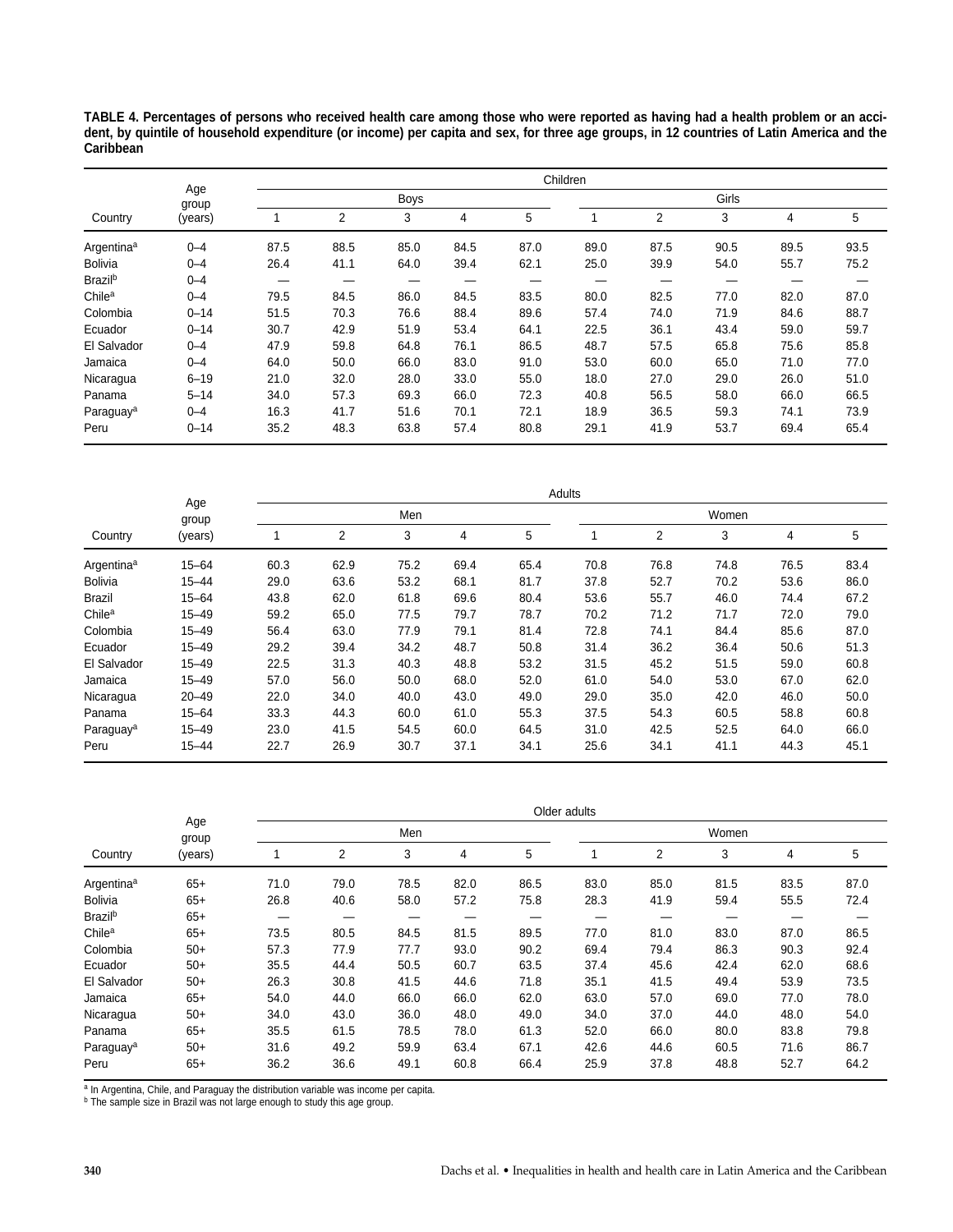**TABLE 4. Percentages of persons who received health care among those who were reported as having had a health problem or an accident, by quintile of household expenditure (or income) per capita and sex, for three age groups, in 12 countries of Latin America and the Caribbean**

| Country | Age group (years) | Children | | | | | | | | | |
|---|---|---|---|---|---|---|---|---|---|---|---|
| | | Boys | | | | | Girls | | | | |
| | | 1 | 2 | 3 | 4 | 5 | 1 | 2 | 3 | 4 | 5 |
| Argentina[a] | 0–4 | 87.5 | 88.5 | 85.0 | 84.5 | 87.0 | 89.0 | 87.5 | 90.5 | 89.5 | 93.5 |
| Bolivia | 0–4 | 26.4 | 41.1 | 64.0 | 39.4 | 62.1 | 25.0 | 39.9 | 54.0 | 55.7 | 75.2 |
| Brazil[b] | 0–4 | — | — | — | — | — | — | — | — | — | — |
| Chile[a] | 0–4 | 79.5 | 84.5 | 86.0 | 84.5 | 83.5 | 80.0 | 82.5 | 77.0 | 82.0 | 87.0 |
| Colombia | 0–14 | 51.5 | 70.3 | 76.6 | 88.4 | 89.6 | 57.4 | 74.0 | 71.9 | 84.6 | 88.7 |
| Ecuador | 0–14 | 30.7 | 42.9 | 51.9 | 53.4 | 64.1 | 22.5 | 36.1 | 43.4 | 59.0 | 59.7 |
| El Salvador | 0–4 | 47.9 | 59.8 | 64.8 | 76.1 | 86.5 | 48.7 | 57.5 | 65.8 | 75.6 | 85.8 |
| Jamaica | 0–4 | 64.0 | 50.0 | 66.0 | 83.0 | 91.0 | 53.0 | 60.0 | 65.0 | 71.0 | 77.0 |
| Nicaragua | 6–19 | 21.0 | 32.0 | 28.0 | 33.0 | 55.0 | 18.0 | 27.0 | 29.0 | 26.0 | 51.0 |
| Panama | 5–14 | 34.0 | 57.3 | 69.3 | 66.0 | 72.3 | 40.8 | 56.5 | 58.0 | 66.0 | 66.5 |
| Paraguay[a] | 0–4 | 16.3 | 41.7 | 51.6 | 70.1 | 72.1 | 18.9 | 36.5 | 59.3 | 74.1 | 73.9 |
| Peru | 0–14 | 35.2 | 48.3 | 63.8 | 57.4 | 80.8 | 29.1 | 41.9 | 53.7 | 69.4 | 65.4 |

| Country | Age group (years) | Adults | | | | | | | | | |
|---|---|---|---|---|---|---|---|---|---|---|---|
| | | Men | | | | | Women | | | | |
| | | 1 | 2 | 3 | 4 | 5 | 1 | 2 | 3 | 4 | 5 |
| Argentina[a] | 15–64 | 60.3 | 62.9 | 75.2 | 69.4 | 65.4 | 70.8 | 76.8 | 74.8 | 76.5 | 83.4 |
| Bolivia | 15–44 | 29.0 | 63.6 | 53.2 | 68.1 | 81.7 | 37.8 | 52.7 | 70.2 | 53.6 | 86.0 |
| Brazil | 15–64 | 43.8 | 62.0 | 61.8 | 69.6 | 80.4 | 53.6 | 55.7 | 46.0 | 74.4 | 67.2 |
| Chile[a] | 15–49 | 59.2 | 65.0 | 77.5 | 79.7 | 78.7 | 70.2 | 71.2 | 71.7 | 72.0 | 79.0 |
| Colombia | 15–49 | 56.4 | 63.0 | 77.9 | 79.1 | 81.4 | 72.8 | 74.1 | 84.4 | 85.6 | 87.0 |
| Ecuador | 15–49 | 29.2 | 39.4 | 34.2 | 48.7 | 50.8 | 31.4 | 36.2 | 36.4 | 50.6 | 51.3 |
| El Salvador | 15–49 | 22.5 | 31.3 | 40.3 | 48.8 | 53.2 | 31.5 | 45.2 | 51.5 | 59.0 | 60.8 |
| Jamaica | 15–49 | 57.0 | 56.0 | 50.0 | 68.0 | 52.0 | 61.0 | 54.0 | 53.0 | 67.0 | 62.0 |
| Nicaragua | 20–49 | 22.0 | 34.0 | 40.0 | 43.0 | 49.0 | 29.0 | 35.0 | 42.0 | 46.0 | 50.0 |
| Panama | 15–64 | 33.3 | 44.3 | 60.0 | 61.0 | 55.3 | 37.5 | 54.3 | 60.5 | 58.8 | 60.8 |
| Paraguay[a] | 15–49 | 23.0 | 41.5 | 54.5 | 60.0 | 64.5 | 31.0 | 42.5 | 52.5 | 64.0 | 66.0 |
| Peru | 15–44 | 22.7 | 26.9 | 30.7 | 37.1 | 34.1 | 25.6 | 34.1 | 41.1 | 44.3 | 45.1 |

| Country | Age group (years) | Older adults | | | | | | | | | |
|---|---|---|---|---|---|---|---|---|---|---|---|
| | | Men | | | | | Women | | | | |
| | | 1 | 2 | 3 | 4 | 5 | 1 | 2 | 3 | 4 | 5 |
| Argentina[a] | 65+ | 71.0 | 79.0 | 78.5 | 82.0 | 86.5 | 83.0 | 85.0 | 81.5 | 83.5 | 87.0 |
| Bolivia | 65+ | 26.8 | 40.6 | 58.0 | 57.2 | 75.8 | 28.3 | 41.9 | 59.4 | 55.5 | 72.4 |
| Brazil[b] | 65+ | — | — | — | — | — | — | — | — | — | — |
| Chile[a] | 65+ | 73.5 | 80.5 | 84.5 | 81.5 | 89.5 | 77.0 | 81.0 | 83.0 | 87.0 | 86.5 |
| Colombia | 50+ | 57.3 | 77.9 | 77.7 | 93.0 | 90.2 | 69.4 | 79.4 | 86.3 | 90.3 | 92.4 |
| Ecuador | 50+ | 35.5 | 44.4 | 50.5 | 60.7 | 63.5 | 37.4 | 45.6 | 42.4 | 62.0 | 68.6 |
| El Salvador | 50+ | 26.3 | 30.8 | 41.5 | 44.6 | 71.8 | 35.1 | 41.5 | 49.4 | 53.9 | 73.5 |
| Jamaica | 65+ | 54.0 | 44.0 | 66.0 | 66.0 | 62.0 | 63.0 | 57.0 | 69.0 | 77.0 | 78.0 |
| Nicaragua | 50+ | 34.0 | 43.0 | 36.0 | 48.0 | 49.0 | 34.0 | 37.0 | 44.0 | 48.0 | 54.0 |
| Panama | 65+ | 35.5 | 61.5 | 78.5 | 78.0 | 61.3 | 52.0 | 66.0 | 80.0 | 83.8 | 79.8 |
| Paraguay[a] | 50+ | 31.6 | 49.2 | 59.9 | 63.4 | 67.1 | 42.6 | 44.6 | 60.5 | 71.6 | 86.7 |
| Peru | 65+ | 36.2 | 36.6 | 49.1 | 60.8 | 66.4 | 25.9 | 37.8 | 48.8 | 52.7 | 64.2 |

[a] In Argentina, Chile, and Paraguay the distribution variable was income per capita.
[b] The sample size in Brazil was not large enough to study this age group.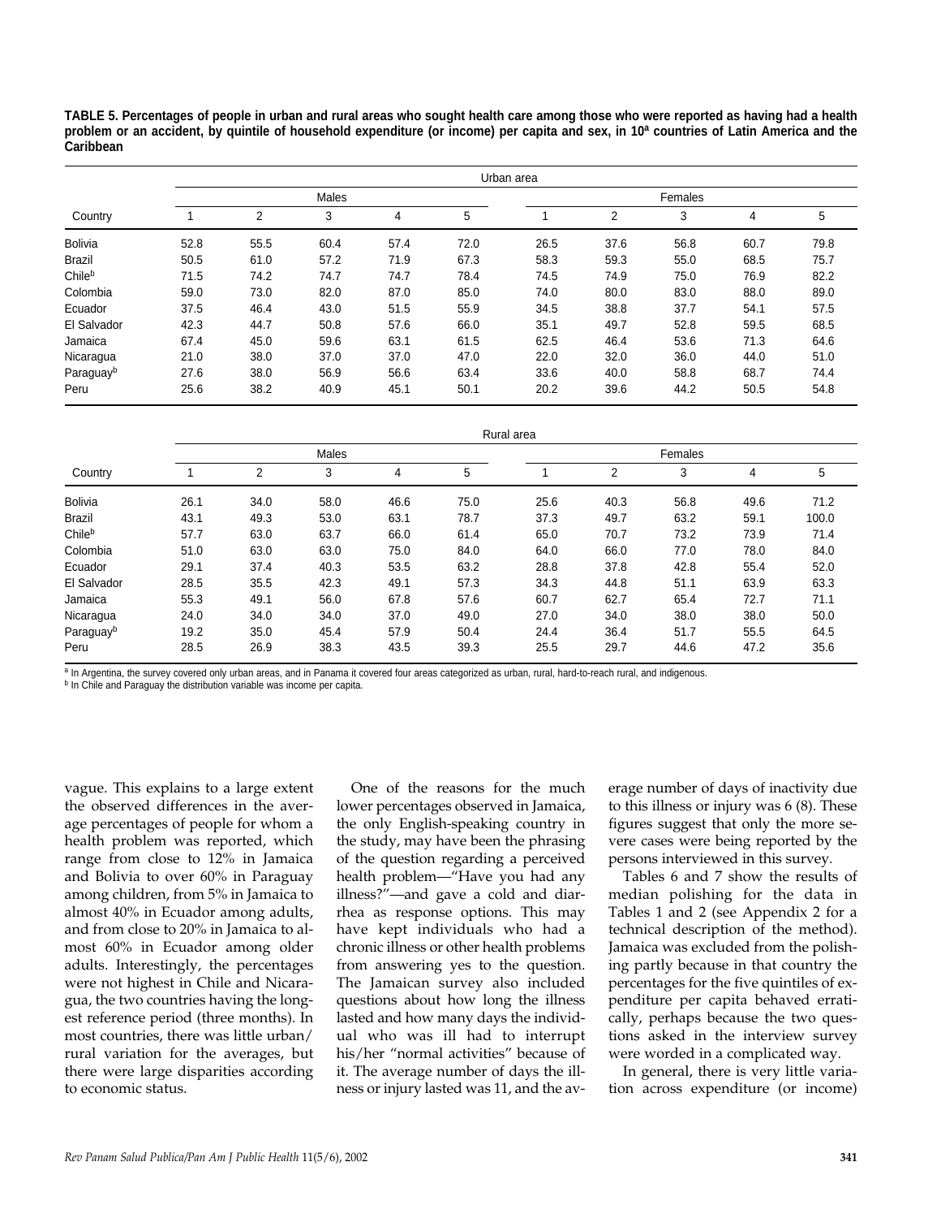**TABLE 5. Percentages of people in urban and rural areas who sought health care among those who were reported as having had a health problem or an accident, by quintile of household expenditure (or income) per capita and sex, in 10[a] countries of Latin America and the Caribbean**

| | Urban area | | | | | | | | | |
|---|---|---|---|---|---|---|---|---|---|---|
| | Males | | | | | Females | | | | |
| Country | 1 | 2 | 3 | 4 | 5 | 1 | 2 | 3 | 4 | 5 |
| Bolivia | 52.8 | 55.5 | 60.4 | 57.4 | 72.0 | 26.5 | 37.6 | 56.8 | 60.7 | 79.8 |
| Brazil | 50.5 | 61.0 | 57.2 | 71.9 | 67.3 | 58.3 | 59.3 | 55.0 | 68.5 | 75.7 |
| Chile[b] | 71.5 | 74.2 | 74.7 | 74.7 | 78.4 | 74.5 | 74.9 | 75.0 | 76.9 | 82.2 |
| Colombia | 59.0 | 73.0 | 82.0 | 87.0 | 85.0 | 74.0 | 80.0 | 83.0 | 88.0 | 89.0 |
| Ecuador | 37.5 | 46.4 | 43.0 | 51.5 | 55.9 | 34.5 | 38.8 | 37.7 | 54.1 | 57.5 |
| El Salvador | 42.3 | 44.7 | 50.8 | 57.6 | 66.0 | 35.1 | 49.7 | 52.8 | 59.5 | 68.5 |
| Jamaica | 67.4 | 45.0 | 59.6 | 63.1 | 61.5 | 62.5 | 46.4 | 53.6 | 71.3 | 64.6 |
| Nicaragua | 21.0 | 38.0 | 37.0 | 37.0 | 47.0 | 22.0 | 32.0 | 36.0 | 44.0 | 51.0 |
| Paraguay[b] | 27.6 | 38.0 | 56.9 | 56.6 | 63.4 | 33.6 | 40.0 | 58.8 | 68.7 | 74.4 |
| Peru | 25.6 | 38.2 | 40.9 | 45.1 | 50.1 | 20.2 | 39.6 | 44.2 | 50.5 | 54.8 |

| | Rural area | | | | | | | | | |
|---|---|---|---|---|---|---|---|---|---|---|
| | Males | | | | | Females | | | | |
| Country | 1 | 2 | 3 | 4 | 5 | 1 | 2 | 3 | 4 | 5 |
| Bolivia | 26.1 | 34.0 | 58.0 | 46.6 | 75.0 | 25.6 | 40.3 | 56.8 | 49.6 | 71.2 |
| Brazil | 43.1 | 49.3 | 53.0 | 63.1 | 78.7 | 37.3 | 49.7 | 63.2 | 59.1 | 100.0 |
| Chile[b] | 57.7 | 63.0 | 63.7 | 66.0 | 61.4 | 65.0 | 70.7 | 73.2 | 73.9 | 71.4 |
| Colombia | 51.0 | 63.0 | 63.0 | 75.0 | 84.0 | 64.0 | 66.0 | 77.0 | 78.0 | 84.0 |
| Ecuador | 29.1 | 37.4 | 40.3 | 53.5 | 63.2 | 28.8 | 37.8 | 42.8 | 55.4 | 52.0 |
| El Salvador | 28.5 | 35.5 | 42.3 | 49.1 | 57.3 | 34.3 | 44.8 | 51.1 | 63.9 | 63.3 |
| Jamaica | 55.3 | 49.1 | 56.0 | 67.8 | 57.6 | 60.7 | 62.7 | 65.4 | 72.7 | 71.1 |
| Nicaragua | 24.0 | 34.0 | 34.0 | 37.0 | 49.0 | 27.0 | 34.0 | 38.0 | 38.0 | 50.0 |
| Paraguay[b] | 19.2 | 35.0 | 45.4 | 57.9 | 50.4 | 24.4 | 36.4 | 51.7 | 55.5 | 64.5 |
| Peru | 28.5 | 26.9 | 38.3 | 43.5 | 39.3 | 25.5 | 29.7 | 44.6 | 47.2 | 35.6 |

[a] In Argentina, the survey covered only urban areas, and in Panama it covered four areas categorized as urban, rural, hard-to-reach rural, and indigenous.

[b] In Chile and Paraguay the distribution variable was income per capita.

vague. This explains to a large extent the observed differences in the average percentages of people for whom a health problem was reported, which range from close to 12% in Jamaica and Bolivia to over 60% in Paraguay among children, from 5% in Jamaica to almost 40% in Ecuador among adults, and from close to 20% in Jamaica to almost 60% in Ecuador among older adults. Interestingly, the percentages were not highest in Chile and Nicaragua, the two countries having the longest reference period (three months). In most countries, there was little urban/rural variation for the averages, but there were large disparities according to economic status.

One of the reasons for the much lower percentages observed in Jamaica, the only English-speaking country in the study, may have been the phrasing of the question regarding a perceived health problem—"Have you had any illness?"—and gave a cold and diarrhea as response options. This may have kept individuals who had a chronic illness or other health problems from answering yes to the question. The Jamaican survey also included questions about how long the illness lasted and how many days the individual who was ill had to interrupt his/her "normal activities" because of it. The average number of days the illness or injury lasted was 11, and the average number of days of inactivity due to this illness or injury was 6 (8). These figures suggest that only the more severe cases were being reported by the persons interviewed in this survey.

Tables 6 and 7 show the results of median polishing for the data in Tables 1 and 2 (see Appendix 2 for a technical description of the method). Jamaica was excluded from the polishing partly because in that country the percentages for the five quintiles of expenditure per capita behaved erratically, perhaps because the two questions asked in the interview survey were worded in a complicated way.

In general, there is very little variation across expenditure (or income)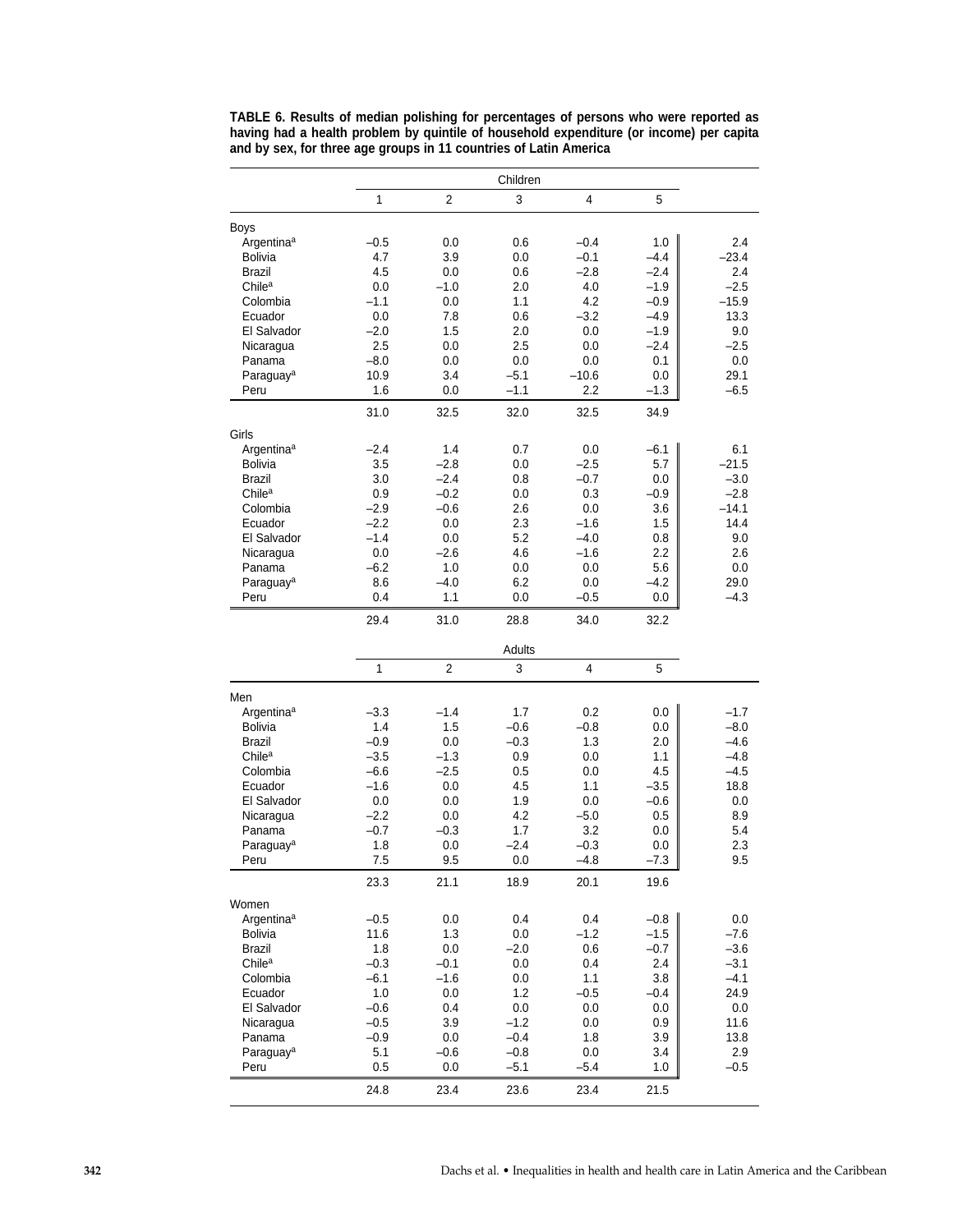**TABLE 6. Results of median polishing for percentages of persons who were reported as having had a health problem by quintile of household expenditure (or income) per capita and by sex, for three age groups in 11 countries of Latin America**

| | Children | | | | | |
|---|---|---|---|---|---|---|
| | 1 | 2 | 3 | 4 | 5 | |
| **Boys** | | | | | | |
| Argentina[a] | –0.5 | 0.0 | 0.6 | –0.4 | 1.0 | 2.4 |
| Bolivia | 4.7 | 3.9 | 0.0 | –0.1 | –4.4 | –23.4 |
| Brazil | 4.5 | 0.0 | 0.6 | –2.8 | –2.4 | 2.4 |
| Chile[a] | 0.0 | –1.0 | 2.0 | 4.0 | –1.9 | –2.5 |
| Colombia | –1.1 | 0.0 | 1.1 | 4.2 | –0.9 | –15.9 |
| Ecuador | 0.0 | 7.8 | 0.6 | –3.2 | –4.9 | 13.3 |
| El Salvador | –2.0 | 1.5 | 2.0 | 0.0 | –1.9 | 9.0 |
| Nicaragua | 2.5 | 0.0 | 2.5 | 0.0 | –2.4 | –2.5 |
| Panama | –8.0 | 0.0 | 0.0 | 0.0 | 0.1 | 0.0 |
| Paraguay[a] | 10.9 | 3.4 | –5.1 | –10.6 | 0.0 | 29.1 |
| Peru | 1.6 | 0.0 | –1.1 | 2.2 | –1.3 | –6.5 |
| | 31.0 | 32.5 | 32.0 | 32.5 | 34.9 | |
| **Girls** | | | | | | |
| Argentina[a] | –2.4 | 1.4 | 0.7 | 0.0 | –6.1 | 6.1 |
| Bolivia | 3.5 | –2.8 | 0.0 | –2.5 | 5.7 | –21.5 |
| Brazil | 3.0 | –2.4 | 0.8 | –0.7 | 0.0 | –3.0 |
| Chile[a] | 0.9 | –0.2 | 0.0 | 0.3 | –0.9 | –2.8 |
| Colombia | –2.9 | –0.6 | 2.6 | 0.0 | 3.6 | –14.1 |
| Ecuador | –2.2 | 0.0 | 2.3 | –1.6 | 1.5 | 14.4 |
| El Salvador | –1.4 | 0.0 | 5.2 | –4.0 | 0.8 | 9.0 |
| Nicaragua | 0.0 | –2.6 | 4.6 | –1.6 | 2.2 | 2.6 |
| Panama | –6.2 | 1.0 | 0.0 | 0.0 | 5.6 | 0.0 |
| Paraguay[a] | 8.6 | –4.0 | 6.2 | 0.0 | –4.2 | 29.0 |
| Peru | 0.4 | 1.1 | 0.0 | –0.5 | 0.0 | –4.3 |
| | 29.4 | 31.0 | 28.8 | 34.0 | 32.2 | |

| | Adults | | | | | |
|---|---|---|---|---|---|---|
| | 1 | 2 | 3 | 4 | 5 | |
| **Men** | | | | | | |
| Argentina[a] | –3.3 | –1.4 | 1.7 | 0.2 | 0.0 | –1.7 |
| Bolivia | 1.4 | 1.5 | –0.6 | –0.8 | 0.0 | –8.0 |
| Brazil | –0.9 | 0.0 | –0.3 | 1.3 | 2.0 | –4.6 |
| Chile[a] | –3.5 | –1.3 | 0.9 | 0.0 | 1.1 | –4.8 |
| Colombia | –6.6 | –2.5 | 0.5 | 0.0 | 4.5 | –4.5 |
| Ecuador | –1.6 | 0.0 | 4.5 | 1.1 | –3.5 | 18.8 |
| El Salvador | 0.0 | 0.0 | 1.9 | 0.0 | –0.6 | 0.0 |
| Nicaragua | –2.2 | 0.0 | 4.2 | –5.0 | 0.5 | 8.9 |
| Panama | –0.7 | –0.3 | 1.7 | 3.2 | 0.0 | 5.4 |
| Paraguay[a] | 1.8 | 0.0 | –2.4 | –0.3 | 0.0 | 2.3 |
| Peru | 7.5 | 9.5 | 0.0 | –4.8 | –7.3 | 9.5 |
| | 23.3 | 21.1 | 18.9 | 20.1 | 19.6 | |
| **Women** | | | | | | |
| Argentina[a] | –0.5 | 0.0 | 0.4 | 0.4 | –0.8 | 0.0 |
| Bolivia | 11.6 | 1.3 | 0.0 | –1.2 | –1.5 | –7.6 |
| Brazil | 1.8 | 0.0 | –2.0 | 0.6 | –0.7 | –3.6 |
| Chile[a] | –0.3 | –0.1 | 0.0 | 0.4 | 2.4 | –3.1 |
| Colombia | –6.1 | –1.6 | 0.0 | 1.1 | 3.8 | –4.1 |
| Ecuador | 1.0 | 0.0 | 1.2 | –0.5 | –0.4 | 24.9 |
| El Salvador | –0.6 | 0.4 | 0.0 | 0.0 | 0.0 | 0.0 |
| Nicaragua | –0.5 | 3.9 | –1.2 | 0.0 | 0.9 | 11.6 |
| Panama | –0.9 | 0.0 | –0.4 | 1.8 | 3.9 | 13.8 |
| Paraguay[a] | 5.1 | –0.6 | –0.8 | 0.0 | 3.4 | 2.9 |
| Peru | 0.5 | 0.0 | –5.1 | –5.4 | 1.0 | –0.5 |
| | 24.8 | 23.4 | 23.6 | 23.4 | 21.5 | |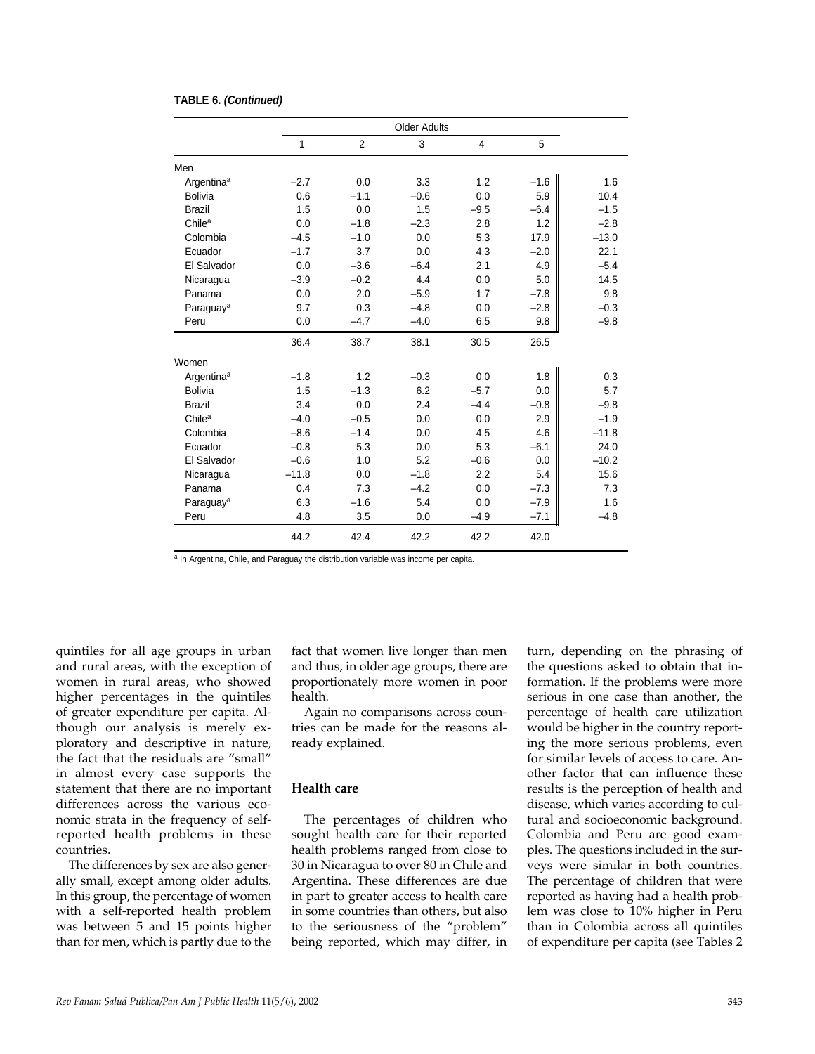**TABLE 6. *(Continued)***

| | Older Adults | | | | | |
|---|---|---|---|---|---|---|
| | 1 | 2 | 3 | 4 | 5 | |
| Men | | | | | | |
| Argentina[a] | –2.7 | 0.0 | 3.3 | 1.2 | –1.6 | 1.6 |
| Bolivia | 0.6 | –1.1 | –0.6 | 0.0 | 5.9 | 10.4 |
| Brazil | 1.5 | 0.0 | 1.5 | –9.5 | –6.4 | –1.5 |
| Chile[a] | 0.0 | –1.8 | –2.3 | 2.8 | 1.2 | –2.8 |
| Colombia | –4.5 | –1.0 | 0.0 | 5.3 | 17.9 | –13.0 |
| Ecuador | –1.7 | 3.7 | 0.0 | 4.3 | –2.0 | 22.1 |
| El Salvador | 0.0 | –3.6 | –6.4 | 2.1 | 4.9 | –5.4 |
| Nicaragua | –3.9 | –0.2 | 4.4 | 0.0 | 5.0 | 14.5 |
| Panama | 0.0 | 2.0 | –5.9 | 1.7 | –7.8 | 9.8 |
| Paraguay[a] | 9.7 | 0.3 | –4.8 | 0.0 | –2.8 | –0.3 |
| Peru | 0.0 | –4.7 | –4.0 | 6.5 | 9.8 | –9.8 |
| | 36.4 | 38.7 | 38.1 | 30.5 | 26.5 | |
| Women | | | | | | |
| Argentina[a] | –1.8 | 1.2 | –0.3 | 0.0 | 1.8 | 0.3 |
| Bolivia | 1.5 | –1.3 | 6.2 | –5.7 | 0.0 | 5.7 |
| Brazil | 3.4 | 0.0 | 2.4 | –4.4 | –0.8 | –9.8 |
| Chile[a] | –4.0 | –0.5 | 0.0 | 0.0 | 2.9 | –1.9 |
| Colombia | –8.6 | –1.4 | 0.0 | 4.5 | 4.6 | –11.8 |
| Ecuador | –0.8 | 5.3 | 0.0 | 5.3 | –6.1 | 24.0 |
| El Salvador | –0.6 | 1.0 | 5.2 | –0.6 | 0.0 | –10.2 |
| Nicaragua | –11.8 | 0.0 | –1.8 | 2.2 | 5.4 | 15.6 |
| Panama | 0.4 | 7.3 | –4.2 | 0.0 | –7.3 | 7.3 |
| Paraguay[a] | 6.3 | –1.6 | 5.4 | 0.0 | –7.9 | 1.6 |
| Peru | 4.8 | 3.5 | 0.0 | –4.9 | –7.1 | –4.8 |
| | 44.2 | 42.4 | 42.2 | 42.2 | 42.0 | |

[a] In Argentina, Chile, and Paraguay the distribution variable was income per capita.

quintiles for all age groups in urban and rural areas, with the exception of women in rural areas, who showed higher percentages in the quintiles of greater expenditure per capita. Although our analysis is merely exploratory and descriptive in nature, the fact that the residuals are "small" in almost every case supports the statement that there are no important differences across the various economic strata in the frequency of self-reported health problems in these countries.

The differences by sex are also generally small, except among older adults. In this group, the percentage of women with a self-reported health problem was between 5 and 15 points higher than for men, which is partly due to the fact that women live longer than men and thus, in older age groups, there are proportionately more women in poor health.

Again no comparisons across countries can be made for the reasons already explained.

## Health care

The percentages of children who sought health care for their reported health problems ranged from close to 30 in Nicaragua to over 80 in Chile and Argentina. These differences are due in part to greater access to health care in some countries than others, but also to the seriousness of the "problem" being reported, which may differ, in turn, depending on the phrasing of the questions asked to obtain that information. If the problems were more serious in one case than another, the percentage of health care utilization would be higher in the country reporting the more serious problems, even for similar levels of access to care. Another factor that can influence these results is the perception of health and disease, which varies according to cultural and socioeconomic background. Colombia and Peru are good examples. The questions included in the surveys were similar in both countries. The percentage of children that were reported as having had a health problem was close to 10% higher in Peru than in Colombia across all quintiles of expenditure per capita (see Tables 2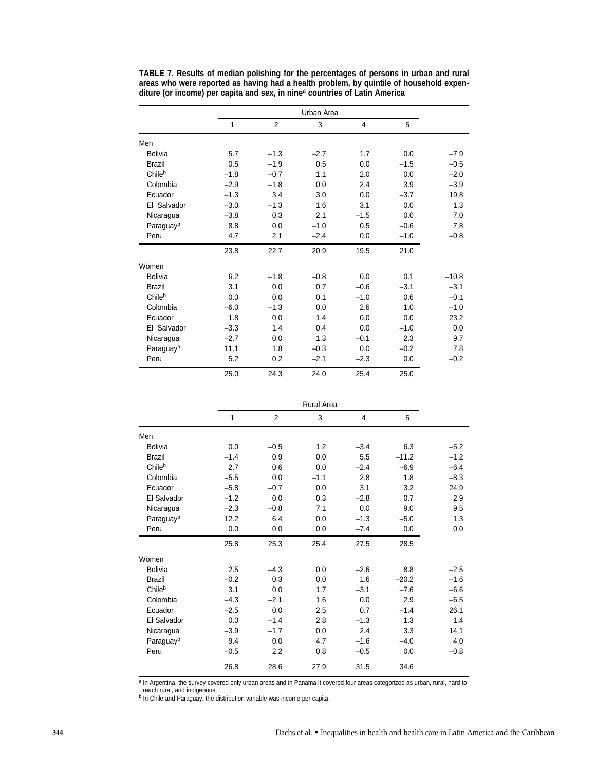**TABLE 7. Results of median polishing for the percentages of persons in urban and rural areas who were reported as having had a health problem, by quintile of household expenditure (or income) per capita and sex, in nine[a] countries of Latin America**

| | Urban Area | | | | | |
|---|---|---|---|---|---|---|
| | 1 | 2 | 3 | 4 | 5 | |
| **Men** | | | | | | |
| Bolivia | 5.7 | −1.3 | −2.7 | 1.7 | 0.0 | −7.9 |
| Brazil | 0.5 | −1.9 | 0.5 | 0.0 | −1.5 | −0.5 |
| Chile[b] | −1.8 | −0.7 | 1.1 | 2.0 | 0.0 | −2.0 |
| Colombia | −2.9 | −1.8 | 0.0 | 2.4 | 3.9 | −3.9 |
| Ecuador | −1.3 | 3.4 | 3.0 | 0.0 | −3.7 | 19.8 |
| El Salvador | −3.0 | −1.3 | 1.6 | 3.1 | 0.0 | 1.3 |
| Nicaragua | −3.8 | 0.3 | 2.1 | −1.5 | 0.0 | 7.0 |
| Paraguay[b] | 8.8 | 0.0 | −1.0 | 0.5 | −0.6 | 7.8 |
| Peru | 4.7 | 2.1 | −2.4 | 0.0 | −1.0 | −0.8 |
| | 23.8 | 22.7 | 20.9 | 19.5 | 21.0 | |
| **Women** | | | | | | |
| Bolivia | 6.2 | −1.8 | −0.8 | 0.0 | 0.1 | −10.8 |
| Brazil | 3.1 | 0.0 | 0.7 | −0.6 | −3.1 | −3.1 |
| Chile[b] | 0.0 | 0.0 | 0.1 | −1.0 | 0.6 | −0.1 |
| Colombia | −6.0 | −1.3 | 0.0 | 2.6 | 1.0 | −1.0 |
| Ecuador | 1.8 | 0.0 | 1.4 | 0.0 | 0.0 | 23.2 |
| El Salvador | −3.3 | 1.4 | 0.4 | 0.0 | −1.0 | 0.0 |
| Nicaragua | −2.7 | 0.0 | 1.3 | −0.1 | 2.3 | 9.7 |
| Paraguay[b] | 11.1 | 1.8 | −0.3 | 0.0 | −0.2 | 7.8 |
| Peru | 5.2 | 0.2 | −2.1 | −2.3 | 0.0 | −0.2 |
| | 25.0 | 24.3 | 24.0 | 25.4 | 25.0 | |

| | Rural Area | | | | | |
|---|---|---|---|---|---|---|
| | 1 | 2 | 3 | 4 | 5 | |
| **Men** | | | | | | |
| Bolivia | 0.0 | −0.5 | 1.2 | −3.4 | 6.3 | −5.2 |
| Brazil | −1.4 | 0.9 | 0.0 | 5.5 | −11.2 | −1.2 |
| Chile[b] | 2.7 | 0.6 | 0.0 | −2.4 | −6.9 | −6.4 |
| Colombia | −5.5 | 0.0 | −1.1 | 2.8 | 1.8 | −8.3 |
| Ecuador | −5.8 | −0.7 | 0.0 | 3.1 | 3.2 | 24.9 |
| El Salvador | −1.2 | 0.0 | 0.3 | −2.8 | 0.7 | 2.9 |
| Nicaragua | −2.3 | −0.8 | 7.1 | 0.0 | 9.0 | 9.5 |
| Paraguay[b] | 12.2 | 6.4 | 0.0 | −1.3 | −5.0 | 1.3 |
| Peru | 0.0 | 0.0 | 0.0 | −7.4 | 0.0 | 0.0 |
| | 25.8 | 25.3 | 25.4 | 27.5 | 28.5 | |
| **Women** | | | | | | |
| Bolivia | 2.5 | −4.3 | 0.0 | −2.6 | 8.8 | −2.5 |
| Brazil | −0.2 | 0.3 | 0.0 | 1.6 | −20.2 | −1.6 |
| Chile[b] | 3.1 | 0.0 | 1.7 | −3.1 | −7.6 | −6.6 |
| Colombia | −4.3 | −2.1 | 1.6 | 0.0 | 2.9 | −6.5 |
| Ecuador | −2.5 | 0.0 | 2.5 | 0.7 | −1.4 | 26.1 |
| El Salvador | 0.0 | −1.4 | 2.8 | −1.3 | 1.3 | 1.4 |
| Nicaragua | −3.9 | −1.7 | 0.0 | 2.4 | 3.3 | 14.1 |
| Paraguay[b] | 9.4 | 0.0 | 4.7 | −1.6 | −4.0 | 4.0 |
| Peru | −0.5 | 2.2 | 0.8 | −0.5 | 0.0 | −0.8 |
| | 26.8 | 28.6 | 27.9 | 31.5 | 34.6 | |

[a] In Argentina, the survey covered only urban areas and in Panama it covered four areas categorized as urban, rural, hard-to-reach rural, and indigenous.
[b] In Chile and Paraguay, the distribution variable was income per capita.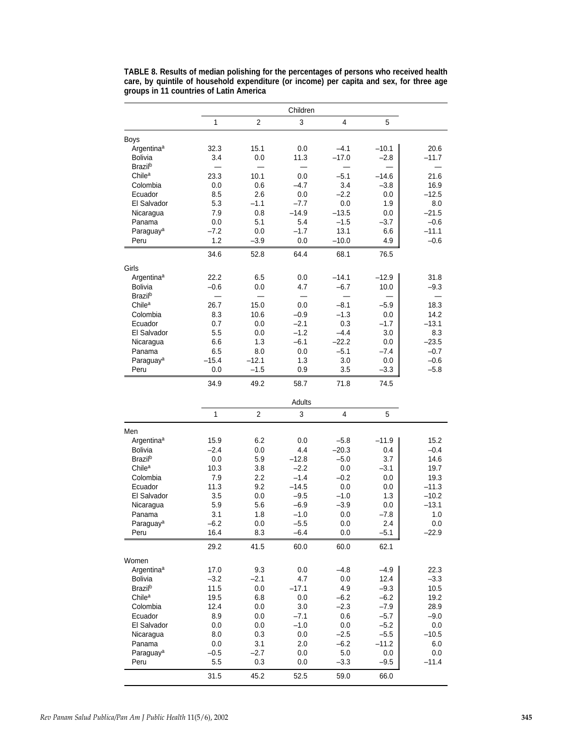**TABLE 8. Results of median polishing for the percentages of persons who received health care, by quintile of household expenditure (or income) per capita and sex, for three age groups in 11 countries of Latin America**

| | Children | | | | | |
|---|---|---|---|---|---|---|
| | 1 | 2 | 3 | 4 | 5 | |
| **Boys** | | | | | | |
| Argentina[a] | 32.3 | 15.1 | 0.0 | –4.1 | –10.1 | 20.6 |
| Bolivia | 3.4 | 0.0 | 11.3 | –17.0 | –2.8 | –11.7 |
| Brazil[b] | — | — | — | — | — | — |
| Chile[a] | 23.3 | 10.1 | 0.0 | –5.1 | –14.6 | 21.6 |
| Colombia | 0.0 | 0.6 | –4.7 | 3.4 | –3.8 | 16.9 |
| Ecuador | 8.5 | 2.6 | 0.0 | –2.2 | 0.0 | –12.5 |
| El Salvador | 5.3 | –1.1 | –7.7 | 0.0 | 1.9 | 8.0 |
| Nicaragua | 7.9 | 0.8 | –14.9 | –13.5 | 0.0 | –21.5 |
| Panama | 0.0 | 5.1 | 5.4 | –1.5 | –3.7 | –0.6 |
| Paraguay[a] | –7.2 | 0.0 | –1.7 | 13.1 | 6.6 | –11.1 |
| Peru | 1.2 | –3.9 | 0.0 | –10.0 | 4.9 | –0.6 |
| | 34.6 | 52.8 | 64.4 | 68.1 | 76.5 | |
| **Girls** | | | | | | |
| Argentina[a] | 22.2 | 6.5 | 0.0 | –14.1 | –12.9 | 31.8 |
| Bolivia | –0.6 | 0.0 | 4.7 | –6.7 | 10.0 | –9.3 |
| Brazil[b] | — | — | — | — | — | — |
| Chile[a] | 26.7 | 15.0 | 0.0 | –8.1 | –5.9 | 18.3 |
| Colombia | 8.3 | 10.6 | –0.9 | –1.3 | 0.0 | 14.2 |
| Ecuador | 0.7 | 0.0 | –2.1 | 0.3 | –1.7 | –13.1 |
| El Salvador | 5.5 | 0.0 | –1.2 | –4.4 | 3.0 | 8.3 |
| Nicaragua | 6.6 | 1.3 | –6.1 | –22.2 | 0.0 | –23.5 |
| Panama | 6.5 | 8.0 | 0.0 | –5.1 | –7.4 | –0.7 |
| Paraguay[a] | –15.4 | –12.1 | 1.3 | 3.0 | 0.0 | –0.6 |
| Peru | 0.0 | –1.5 | 0.9 | 3.5 | –3.3 | –5.8 |
| | 34.9 | 49.2 | 58.7 | 71.8 | 74.5 | |

| | Adults | | | | | |
|---|---|---|---|---|---|---|
| | 1 | 2 | 3 | 4 | 5 | |
| **Men** | | | | | | |
| Argentina[a] | 15.9 | 6.2 | 0.0 | –5.8 | –11.9 | 15.2 |
| Bolivia | –2.4 | 0.0 | 4.4 | –20.3 | 0.4 | –0.4 |
| Brazil[b] | 0.0 | 5.9 | –12.8 | –5.0 | 3.7 | 14.6 |
| Chile[a] | 10.3 | 3.8 | –2.2 | 0.0 | –3.1 | 19.7 |
| Colombia | 7.9 | 2.2 | –1.4 | –0.2 | 0.0 | 19.3 |
| Ecuador | 11.3 | 9.2 | –14.5 | 0.0 | 0.0 | –11.3 |
| El Salvador | 3.5 | 0.0 | –9.5 | –1.0 | 1.3 | –10.2 |
| Nicaragua | 5.9 | 5.6 | –6.9 | –3.9 | 0.0 | –13.1 |
| Panama | 3.1 | 1.8 | –1.0 | 0.0 | –7.8 | 1.0 |
| Paraguay[a] | –6.2 | 0.0 | –5.5 | 0.0 | 2.4 | 0.0 |
| Peru | 16.4 | 8.3 | –6.4 | 0.0 | –5.1 | –22.9 |
| | 29.2 | 41.5 | 60.0 | 60.0 | 62.1 | |
| **Women** | | | | | | |
| Argentina[a] | 17.0 | 9.3 | 0.0 | –4.8 | –4.9 | 22.3 |
| Bolivia | –3.2 | –2.1 | 4.7 | 0.0 | 12.4 | –3.3 |
| Brazil[b] | 11.5 | 0.0 | –17.1 | 4.9 | –9.3 | 10.5 |
| Chile[a] | 19.5 | 6.8 | 0.0 | –6.2 | –6.2 | 19.2 |
| Colombia | 12.4 | 0.0 | 3.0 | –2.3 | –7.9 | 28.9 |
| Ecuador | 8.9 | 0.0 | –7.1 | 0.6 | –5.7 | –9.0 |
| El Salvador | 0.0 | 0.0 | –1.0 | 0.0 | –5.2 | 0.0 |
| Nicaragua | 8.0 | 0.3 | 0.0 | –2.5 | –5.5 | –10.5 |
| Panama | 0.0 | 3.1 | 2.0 | –6.2 | –11.2 | 6.0 |
| Paraguay[a] | –0.5 | –2.7 | 0.0 | 5.0 | 0.0 | 0.0 |
| Peru | 5.5 | 0.3 | 0.0 | –3.3 | –9.5 | –11.4 |
| | 31.5 | 45.2 | 52.5 | 59.0 | 66.0 | |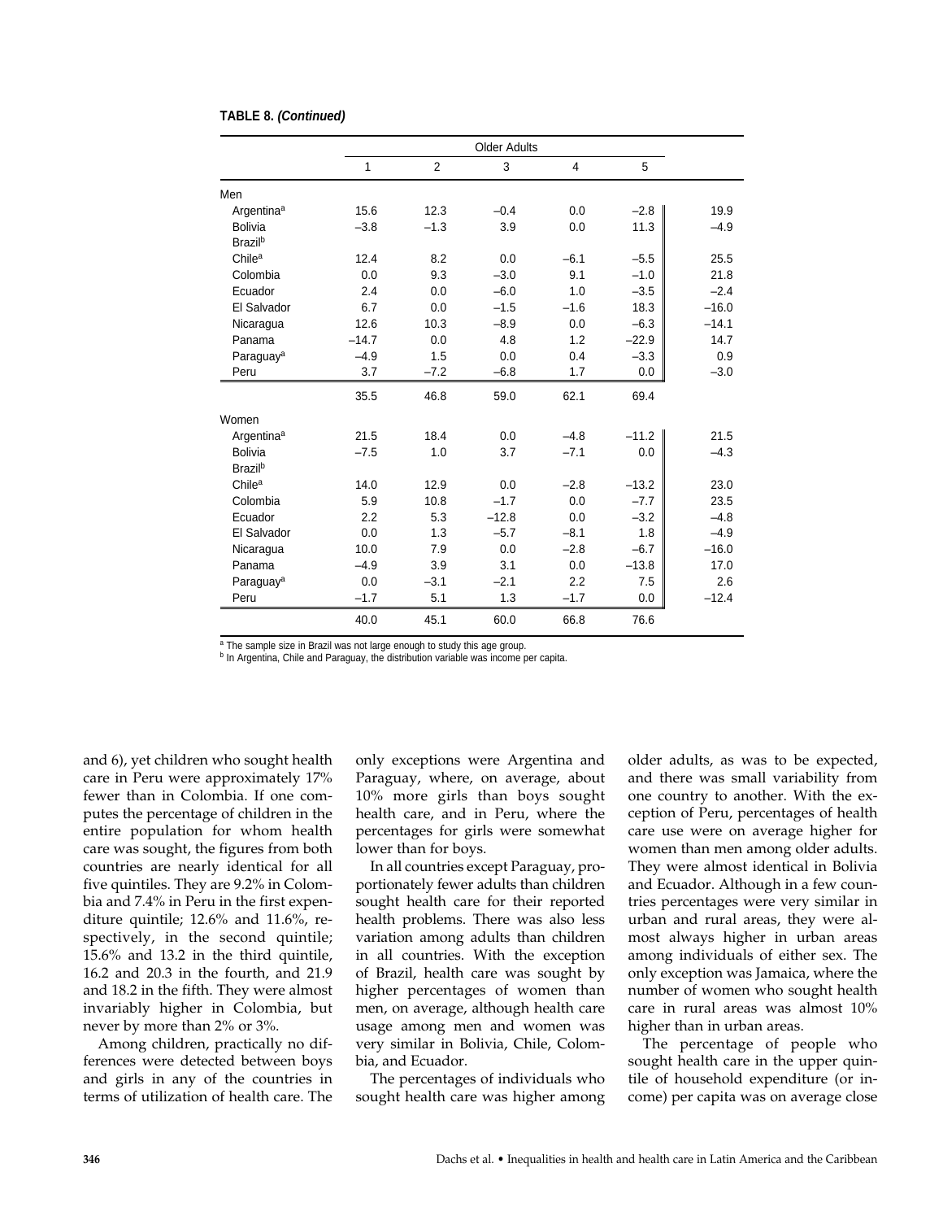**TABLE 8. *(Continued)***

| | Older Adults | | | | | |
|---|---|---|---|---|---|---|
| | 1 | 2 | 3 | 4 | 5 | |
| Men | | | | | | |
| Argentina[a] | 15.6 | 12.3 | –0.4 | 0.0 | –2.8 | 19.9 |
| Bolivia | –3.8 | –1.3 | 3.9 | 0.0 | 11.3 | –4.9 |
| Brazil[b] | | | | | | |
| Chile[a] | 12.4 | 8.2 | 0.0 | –6.1 | –5.5 | 25.5 |
| Colombia | 0.0 | 9.3 | –3.0 | 9.1 | –1.0 | 21.8 |
| Ecuador | 2.4 | 0.0 | –6.0 | 1.0 | –3.5 | –2.4 |
| El Salvador | 6.7 | 0.0 | –1.5 | –1.6 | 18.3 | –16.0 |
| Nicaragua | 12.6 | 10.3 | –8.9 | 0.0 | –6.3 | –14.1 |
| Panama | –14.7 | 0.0 | 4.8 | 1.2 | –22.9 | 14.7 |
| Paraguay[a] | –4.9 | 1.5 | 0.0 | 0.4 | –3.3 | 0.9 |
| Peru | 3.7 | –7.2 | –6.8 | 1.7 | 0.0 | –3.0 |
| | 35.5 | 46.8 | 59.0 | 62.1 | 69.4 | |
| Women | | | | | | |
| Argentina[a] | 21.5 | 18.4 | 0.0 | –4.8 | –11.2 | 21.5 |
| Bolivia | –7.5 | 1.0 | 3.7 | –7.1 | 0.0 | –4.3 |
| Brazil[b] | | | | | | |
| Chile[a] | 14.0 | 12.9 | 0.0 | –2.8 | –13.2 | 23.0 |
| Colombia | 5.9 | 10.8 | –1.7 | 0.0 | –7.7 | 23.5 |
| Ecuador | 2.2 | 5.3 | –12.8 | 0.0 | –3.2 | –4.8 |
| El Salvador | 0.0 | 1.3 | –5.7 | –8.1 | 1.8 | –4.9 |
| Nicaragua | 10.0 | 7.9 | 0.0 | –2.8 | –6.7 | –16.0 |
| Panama | –4.9 | 3.9 | 3.1 | 0.0 | –13.8 | 17.0 |
| Paraguay[a] | 0.0 | –3.1 | –2.1 | 2.2 | 7.5 | 2.6 |
| Peru | –1.7 | 5.1 | 1.3 | –1.7 | 0.0 | –12.4 |
| | 40.0 | 45.1 | 60.0 | 66.8 | 76.6 | |

[a] The sample size in Brazil was not large enough to study this age group.
[b] In Argentina, Chile and Paraguay, the distribution variable was income per capita.

and 6), yet children who sought health care in Peru were approximately 17% fewer than in Colombia. If one computes the percentage of children in the entire population for whom health care was sought, the figures from both countries are nearly identical for all five quintiles. They are 9.2% in Colombia and 7.4% in Peru in the first expenditure quintile; 12.6% and 11.6%, respectively, in the second quintile; 15.6% and 13.2 in the third quintile, 16.2 and 20.3 in the fourth, and 21.9 and 18.2 in the fifth. They were almost invariably higher in Colombia, but never by more than 2% or 3%.

Among children, practically no differences were detected between boys and girls in any of the countries in terms of utilization of health care. The only exceptions were Argentina and Paraguay, where, on average, about 10% more girls than boys sought health care, and in Peru, where the percentages for girls were somewhat lower than for boys.

In all countries except Paraguay, proportionately fewer adults than children sought health care for their reported health problems. There was also less variation among adults than children in all countries. With the exception of Brazil, health care was sought by higher percentages of women than men, on average, although health care usage among men and women was very similar in Bolivia, Chile, Colombia, and Ecuador.

The percentages of individuals who sought health care was higher among older adults, as was to be expected, and there was small variability from one country to another. With the exception of Peru, percentages of health care use were on average higher for women than men among older adults. They were almost identical in Bolivia and Ecuador. Although in a few countries percentages were very similar in urban and rural areas, they were almost always higher in urban areas among individuals of either sex. The only exception was Jamaica, where the number of women who sought health care in rural areas was almost 10% higher than in urban areas.

The percentage of people who sought health care in the upper quintile of household expenditure (or income) per capita was on average close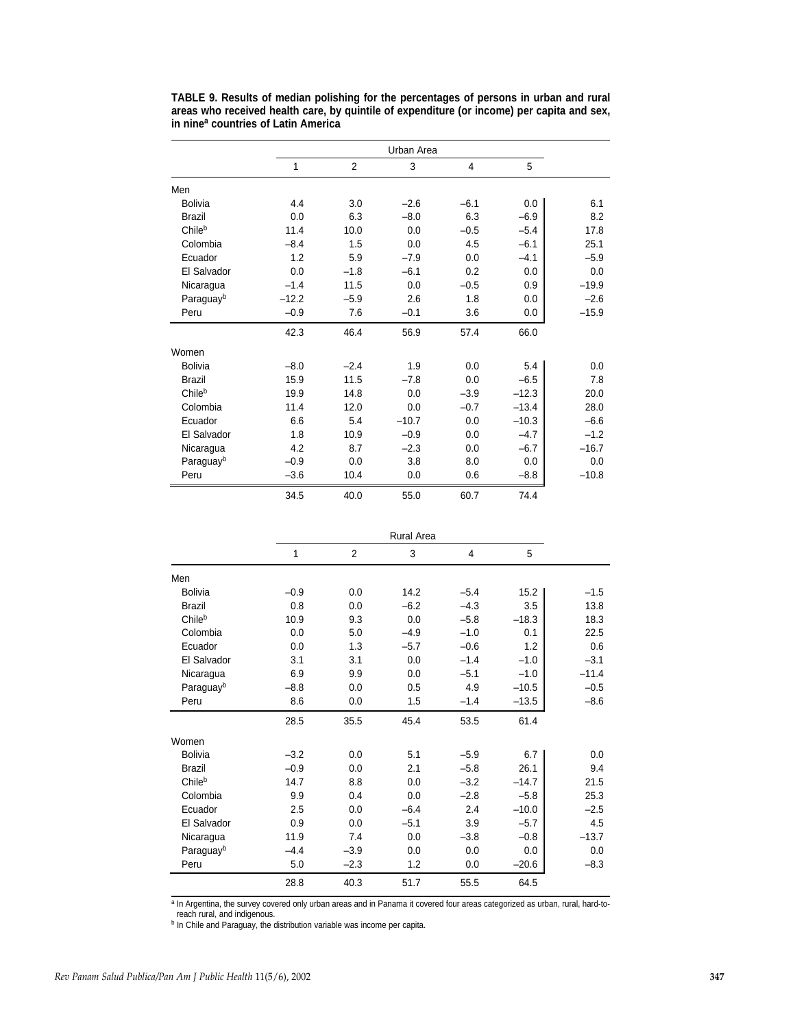**TABLE 9. Results of median polishing for the percentages of persons in urban and rural areas who received health care, by quintile of expenditure (or income) per capita and sex, in nine[a] countries of Latin America**

| | Urban Area | | | | | |
|---|---|---|---|---|---|---|
| | 1 | 2 | 3 | 4 | 5 | |
| **Men** | | | | | | |
| Bolivia | 4.4 | 3.0 | –2.6 | –6.1 | 0.0 | 6.1 |
| Brazil | 0.0 | 6.3 | –8.0 | 6.3 | –6.9 | 8.2 |
| Chile[b] | 11.4 | 10.0 | 0.0 | –0.5 | –5.4 | 17.8 |
| Colombia | –8.4 | 1.5 | 0.0 | 4.5 | –6.1 | 25.1 |
| Ecuador | 1.2 | 5.9 | –7.9 | 0.0 | –4.1 | –5.9 |
| El Salvador | 0.0 | –1.8 | –6.1 | 0.2 | 0.0 | 0.0 |
| Nicaragua | –1.4 | 11.5 | 0.0 | –0.5 | 0.9 | –19.9 |
| Paraguay[b] | –12.2 | –5.9 | 2.6 | 1.8 | 0.0 | –2.6 |
| Peru | –0.9 | 7.6 | –0.1 | 3.6 | 0.0 | –15.9 |
| | 42.3 | 46.4 | 56.9 | 57.4 | 66.0 | |
| **Women** | | | | | | |
| Bolivia | –8.0 | –2.4 | 1.9 | 0.0 | 5.4 | 0.0 |
| Brazil | 15.9 | 11.5 | –7.8 | 0.0 | –6.5 | 7.8 |
| Chile[b] | 19.9 | 14.8 | 0.0 | –3.9 | –12.3 | 20.0 |
| Colombia | 11.4 | 12.0 | 0.0 | –0.7 | –13.4 | 28.0 |
| Ecuador | 6.6 | 5.4 | –10.7 | 0.0 | –10.3 | –6.6 |
| El Salvador | 1.8 | 10.9 | –0.9 | 0.0 | –4.7 | –1.2 |
| Nicaragua | 4.2 | 8.7 | –2.3 | 0.0 | –6.7 | –16.7 |
| Paraguay[b] | –0.9 | 0.0 | 3.8 | 8.0 | 0.0 | 0.0 |
| Peru | –3.6 | 10.4 | 0.0 | 0.6 | –8.8 | –10.8 |
| | 34.5 | 40.0 | 55.0 | 60.7 | 74.4 | |

| | Rural Area | | | | | |
|---|---|---|---|---|---|---|
| | 1 | 2 | 3 | 4 | 5 | |
| **Men** | | | | | | |
| Bolivia | –0.9 | 0.0 | 14.2 | –5.4 | 15.2 | –1.5 |
| Brazil | 0.8 | 0.0 | –6.2 | –4.3 | 3.5 | 13.8 |
| Chile[b] | 10.9 | 9.3 | 0.0 | –5.8 | –18.3 | 18.3 |
| Colombia | 0.0 | 5.0 | –4.9 | –1.0 | 0.1 | 22.5 |
| Ecuador | 0.0 | 1.3 | –5.7 | –0.6 | 1.2 | 0.6 |
| El Salvador | 3.1 | 3.1 | 0.0 | –1.4 | –1.0 | –3.1 |
| Nicaragua | 6.9 | 9.9 | 0.0 | –5.1 | –1.0 | –11.4 |
| Paraguay[b] | –8.8 | 0.0 | 0.5 | 4.9 | –10.5 | –0.5 |
| Peru | 8.6 | 0.0 | 1.5 | –1.4 | –13.5 | –8.6 |
| | 28.5 | 35.5 | 45.4 | 53.5 | 61.4 | |
| **Women** | | | | | | |
| Bolivia | –3.2 | 0.0 | 5.1 | –5.9 | 6.7 | 0.0 |
| Brazil | –0.9 | 0.0 | 2.1 | –5.8 | 26.1 | 9.4 |
| Chile[b] | 14.7 | 8.8 | 0.0 | –3.2 | –14.7 | 21.5 |
| Colombia | 9.9 | 0.4 | 0.0 | –2.8 | –5.8 | 25.3 |
| Ecuador | 2.5 | 0.0 | –6.4 | 2.4 | –10.0 | –2.5 |
| El Salvador | 0.9 | 0.0 | –5.1 | 3.9 | –5.7 | 4.5 |
| Nicaragua | 11.9 | 7.4 | 0.0 | –3.8 | –0.8 | –13.7 |
| Paraguay[b] | –4.4 | –3.9 | 0.0 | 0.0 | 0.0 | 0.0 |
| Peru | 5.0 | –2.3 | 1.2 | 0.0 | –20.6 | –8.3 |
| | 28.8 | 40.3 | 51.7 | 55.5 | 64.5 | |

[a] In Argentina, the survey covered only urban areas and in Panama it covered four areas categorized as urban, rural, hard-to-reach rural, and indigenous.

[b] In Chile and Paraguay, the distribution variable was income per capita.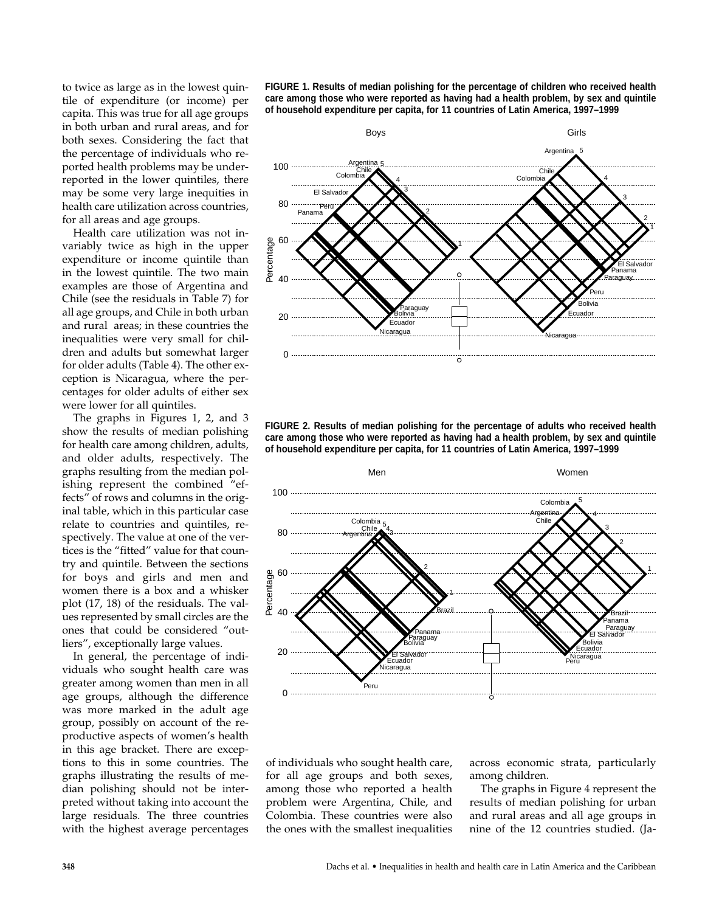to twice as large as in the lowest quintile of expenditure (or income) per capita. This was true for all age groups in both urban and rural areas, and for both sexes. Considering the fact that the percentage of individuals who reported health problems may be underreported in the lower quintiles, there may be some very large inequities in health care utilization across countries, for all areas and age groups.

Health care utilization was not invariably twice as high in the upper expenditure or income quintile than in the lowest quintile. The two main examples are those of Argentina and Chile (see the residuals in Table 7) for all age groups, and Chile in both urban and rural areas; in these countries the inequalities were very small for children and adults but somewhat larger for older adults (Table 4). The other exception is Nicaragua, where the percentages for older adults of either sex were lower for all quintiles.

The graphs in Figures 1, 2, and 3 show the results of median polishing for health care among children, adults, and older adults, respectively. The graphs resulting from the median polishing represent the combined "effects" of rows and columns in the original table, which in this particular case relate to countries and quintiles, respectively. The value at one of the vertices is the "fitted" value for that country and quintile. Between the sections for boys and girls and men and women there is a box and a whisker plot (17, 18) of the residuals. The values represented by small circles are the ones that could be considered "outliers", exceptionally large values.

In general, the percentage of individuals who sought health care was greater among women than men in all age groups, although the difference was more marked in the adult age group, possibly on account of the reproductive aspects of women's health in this age bracket. There are exceptions to this in some countries. The graphs illustrating the results of median polishing should not be interpreted without taking into account the large residuals. The three countries with the highest average percentages of individuals who sought health care, for all age groups and both sexes, among those who reported a health problem were Argentina, Chile, and Colombia. These countries were also the ones with the smallest inequalities across economic strata, particularly among children.

The graphs in Figure 4 represent the results of median polishing for urban and rural areas and all age groups in nine of the 12 countries studied. (Ja-

**FIGURE 1. Results of median polishing for the percentage of children who received health care among those who were reported as having had a health problem, by sex and quintile of household expenditure per capita, for 11 countries of Latin America, 1997–1999**

**FIGURE 2. Results of median polishing for the percentage of adults who received health care among those who were reported as having had a health problem, by sex and quintile of household expenditure per capita, for 11 countries of Latin America, 1997–1999**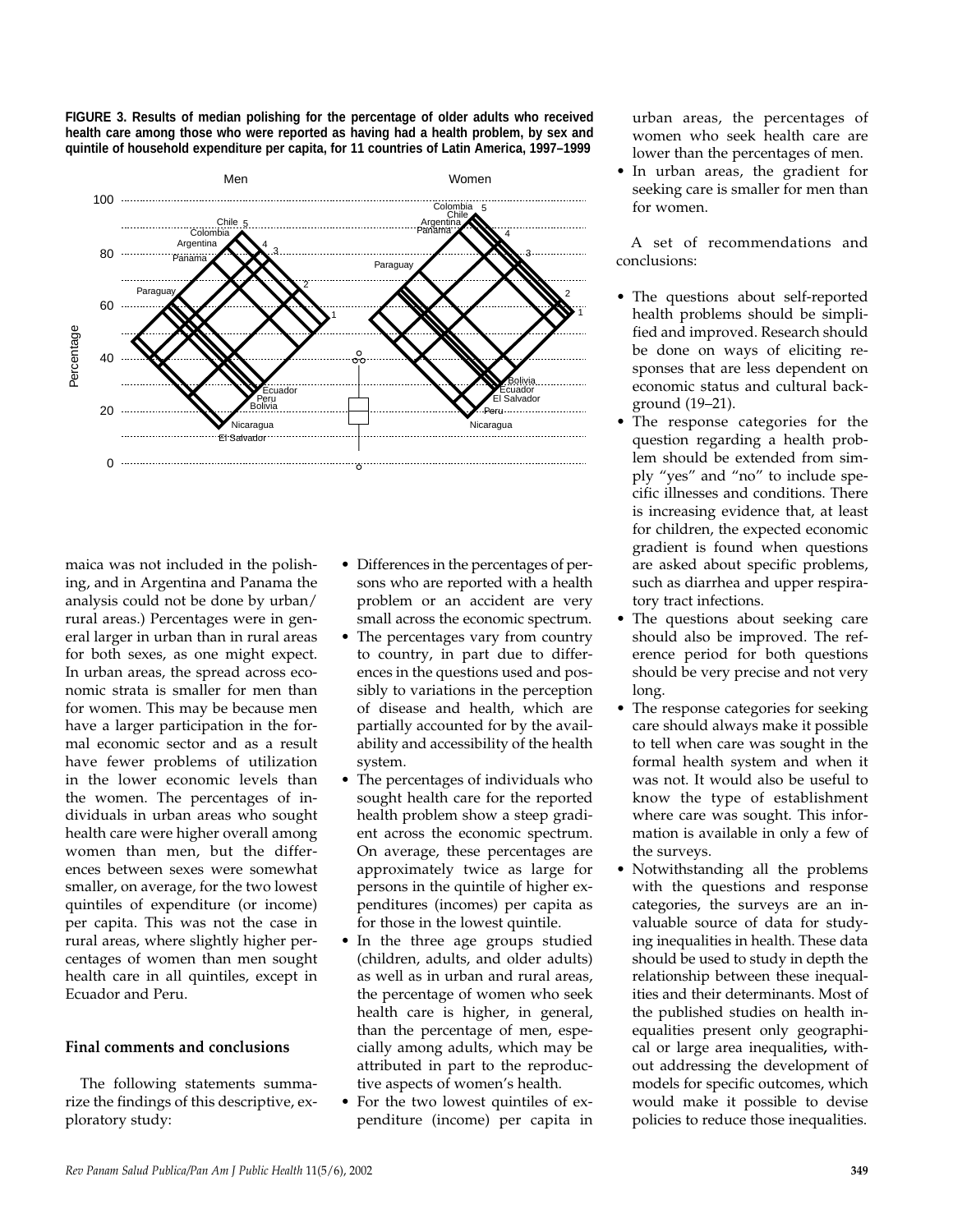**FIGURE 3. Results of median polishing for the percentage of older adults who received health care among those who were reported as having had a health problem, by sex and quintile of household expenditure per capita, for 11 countries of Latin America, 1997–1999**

maica was not included in the polishing, and in Argentina and Panama the analysis could not be done by urban/rural areas.) Percentages were in general larger in urban than in rural areas for both sexes, as one might expect. In urban areas, the spread across economic strata is smaller for men than for women. This may be because men have a larger participation in the formal economic sector and as a result have fewer problems of utilization in the lower economic levels than the women. The percentages of individuals in urban areas who sought health care were higher overall among women than men, but the differences between sexes were somewhat smaller, on average, for the two lowest quintiles of expenditure (or income) per capita. This was not the case in rural areas, where slightly higher percentages of women than men sought health care in all quintiles, except in Ecuador and Peru.

## Final comments and conclusions

The following statements summarize the findings of this descriptive, exploratory study:

- Differences in the percentages of persons who are reported with a health problem or an accident are very small across the economic spectrum.
- The percentages vary from country to country, in part due to differences in the questions used and possibly to variations in the perception of disease and health, which are partially accounted for by the availability and accessibility of the health system.
- The percentages of individuals who sought health care for the reported health problem show a steep gradient across the economic spectrum. On average, these percentages are approximately twice as large for persons in the quintile of higher expenditures (incomes) per capita as for those in the lowest quintile.
- In the three age groups studied (children, adults, and older adults) as well as in urban and rural areas, the percentage of women who seek health care is higher, in general, than the percentage of men, especially among adults, which may be attributed in part to the reproductive aspects of women's health.
- For the two lowest quintiles of expenditure (income) per capita in urban areas, the percentages of women who seek health care are lower than the percentages of men.
- In urban areas, the gradient for seeking care is smaller for men than for women.

A set of recommendations and conclusions:

- The questions about self-reported health problems should be simplified and improved. Research should be done on ways of eliciting responses that are less dependent on economic status and cultural background (19–21).
- The response categories for the question regarding a health problem should be extended from simply "yes" and "no" to include specific illnesses and conditions. There is increasing evidence that, at least for children, the expected economic gradient is found when questions are asked about specific problems, such as diarrhea and upper respiratory tract infections.
- The questions about seeking care should also be improved. The reference period for both questions should be very precise and not very long.
- The response categories for seeking care should always make it possible to tell when care was sought in the formal health system and when it was not. It would also be useful to know the type of establishment where care was sought. This information is available in only a few of the surveys.
- Notwithstanding all the problems with the questions and response categories, the surveys are an invaluable source of data for studying inequalities in health. These data should be used to study in depth the relationship between these inequalities and their determinants. Most of the published studies on health inequalities present only geographical or large area inequalities**,** without addressing the development of models for specific outcomes, which would make it possible to devise policies to reduce those inequalities.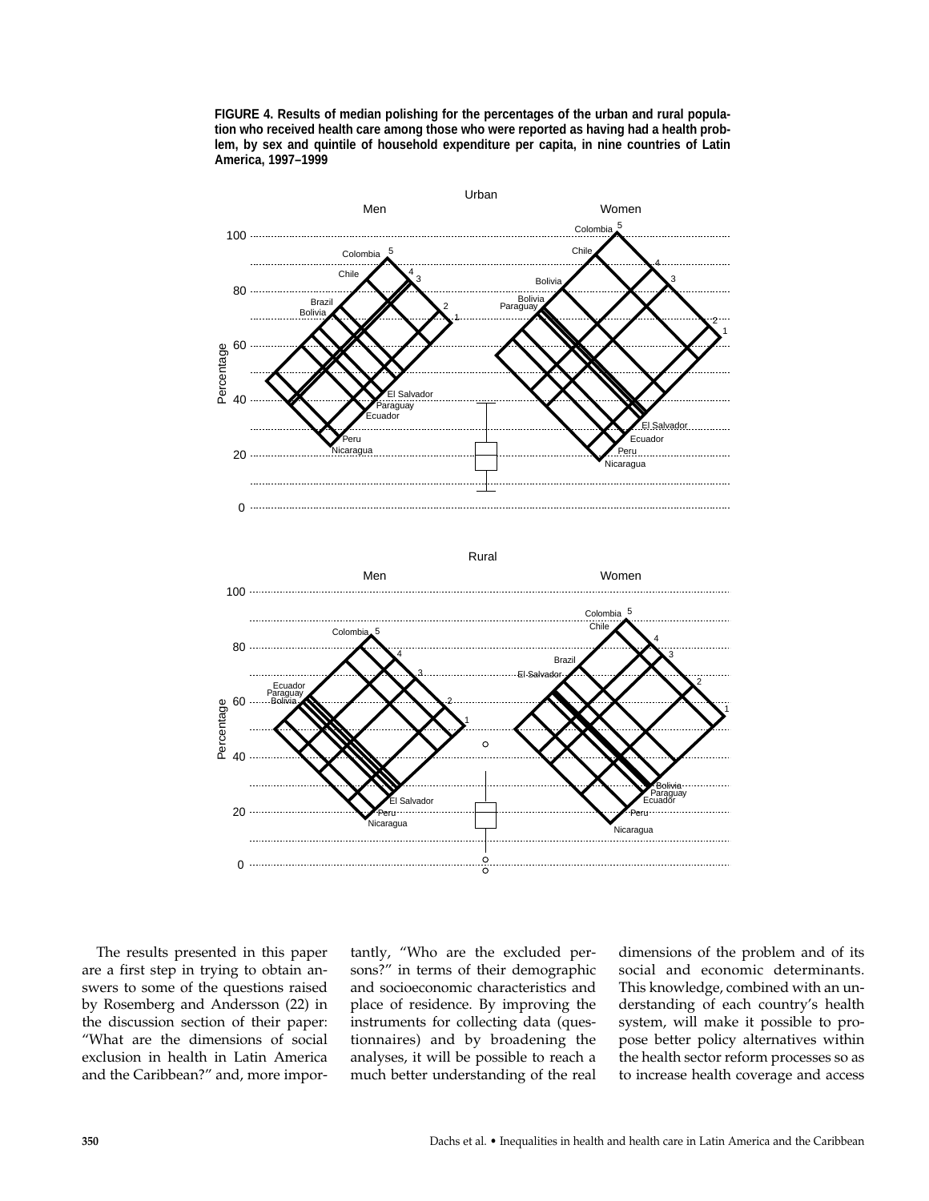**FIGURE 4. Results of median polishing for the percentages of the urban and rural population who received health care among those who were reported as having had a health problem, by sex and quintile of household expenditure per capita, in nine countries of Latin America, 1997–1999**

The results presented in this paper are a first step in trying to obtain answers to some of the questions raised by Rosemberg and Andersson (22) in the discussion section of their paper: "What are the dimensions of social exclusion in health in Latin America and the Caribbean?" and, more importantly, "Who are the excluded persons?" in terms of their demographic and socioeconomic characteristics and place of residence. By improving the instruments for collecting data (questionnaires) and by broadening the analyses, it will be possible to reach a much better understanding of the real dimensions of the problem and of its social and economic determinants. This knowledge, combined with an understanding of each country's health system, will make it possible to propose better policy alternatives within the health sector reform processes so as to increase health coverage and access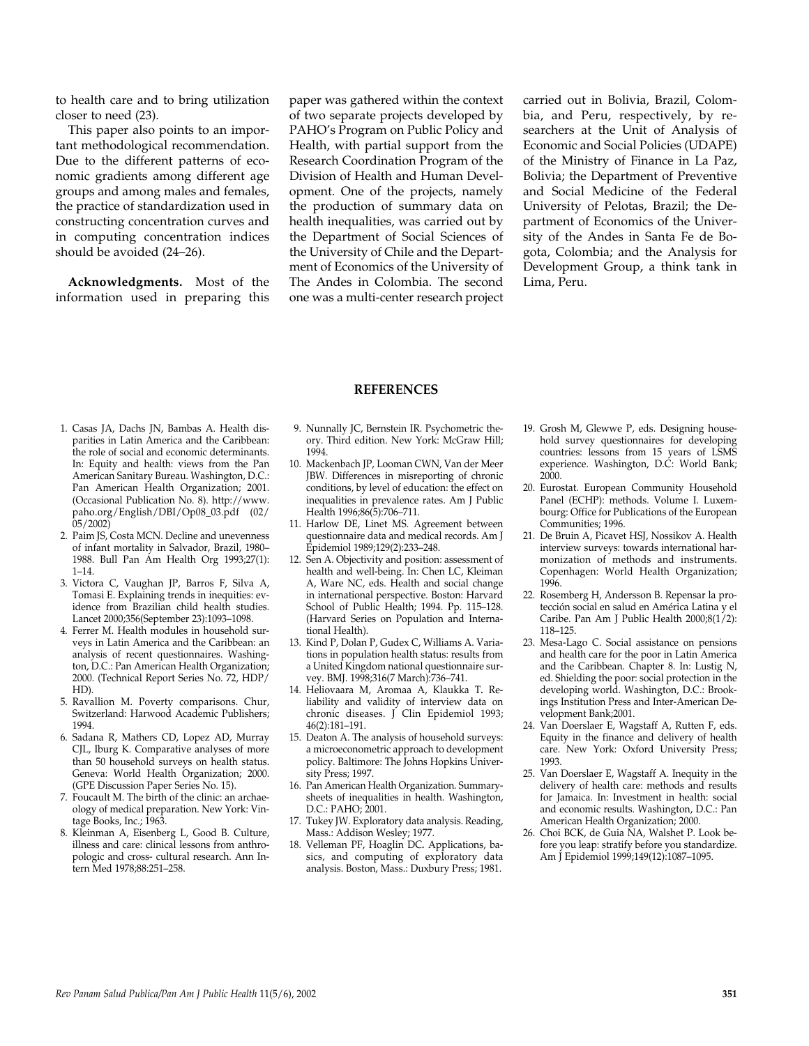to health care and to bring utilization closer to need (23).

This paper also points to an important methodological recommendation. Due to the different patterns of economic gradients among different age groups and among males and females, the practice of standardization used in constructing concentration curves and in computing concentration indices should be avoided (24–26).

**Acknowledgments.** Most of the information used in preparing this paper was gathered within the context of two separate projects developed by PAHO's Program on Public Policy and Health, with partial support from the Research Coordination Program of the Division of Health and Human Development. One of the projects, namely the production of summary data on health inequalities, was carried out by the Department of Social Sciences of the University of Chile and the Department of Economics of the University of The Andes in Colombia. The second one was a multi-center research project carried out in Bolivia, Brazil, Colombia, and Peru, respectively, by researchers at the Unit of Analysis of Economic and Social Policies (UDAPE) of the Ministry of Finance in La Paz, Bolivia; the Department of Preventive and Social Medicine of the Federal University of Pelotas, Brazil; the Department of Economics of the University of the Andes in Santa Fe de Bogota, Colombia; and the Analysis for Development Group, a think tank in Lima, Peru.

## REFERENCES

1. Casas JA, Dachs JN, Bambas A. Health disparities in Latin America and the Caribbean: the role of social and economic determinants. In: Equity and health: views from the Pan American Sanitary Bureau. Washington, D.C.: Pan American Health Organization; 2001. (Occasional Publication No. 8). http://www.paho.org/English/DBI/Op08_03.pdf (02/05/2002)
2. Paim JS, Costa MCN. Decline and unevenness of infant mortality in Salvador, Brazil, 1980–1988. Bull Pan Am Health Org 1993;27(1): 1–14.
3. Victora C, Vaughan JP, Barros F, Silva A, Tomasi E. Explaining trends in inequities: evidence from Brazilian child health studies. Lancet 2000;356(September 23):1093–1098.
4. Ferrer M. Health modules in household surveys in Latin America and the Caribbean: an analysis of recent questionnaires. Washington, D.C.: Pan American Health Organization; 2000. (Technical Report Series No. 72, HDP/HD).
5. Ravallion M. Poverty comparisons. Chur, Switzerland: Harwood Academic Publishers; 1994.
6. Sadana R, Mathers CD, Lopez AD, Murray CJL, Iburg K. Comparative analyses of more than 50 household surveys on health status. Geneva: World Health Organization; 2000. (GPE Discussion Paper Series No. 15).
7. Foucault M. The birth of the clinic: an archaeology of medical preparation. New York: Vintage Books, Inc.; 1963.
8. Kleinman A, Eisenberg L, Good B. Culture, illness and care: clinical lessons from anthropologic and cross- cultural research. Ann Intern Med 1978;88:251–258.
9. Nunnally JC, Bernstein IR. Psychometric theory. Third edition. New York: McGraw Hill; 1994.
10. Mackenbach JP, Looman CWN, Van der Meer JBW. Differences in misreporting of chronic conditions, by level of education: the effect on inequalities in prevalence rates. Am J Public Health 1996;86(5):706–711.
11. Harlow DE, Linet MS. Agreement between questionnaire data and medical records. Am J Epidemiol 1989;129(2):233–248.
12. Sen A. Objectivity and position: assessment of health and well-being. In: Chen LC, Kleiman A, Ware NC, eds. Health and social change in international perspective. Boston: Harvard School of Public Health; 1994. Pp. 115–128. (Harvard Series on Population and International Health).
13. Kind P, Dolan P, Gudex C, Williams A. Variations in population health status: results from a United Kingdom national questionnaire survey. BMJ. 1998;316(7 March):736–741.
14. Heliovaara M, Aromaa A, Klaukka T. Reliability and validity of interview data on chronic diseases. J Clin Epidemiol 1993; 46(2):181–191.
15. Deaton A. The analysis of household surveys: a microeconometric approach to development policy. Baltimore: The Johns Hopkins University Press; 1997.
16. Pan American Health Organization. Summary-sheets of inequalities in health. Washington, D.C.: PAHO; 2001.
17. Tukey JW. Exploratory data analysis. Reading, Mass.: Addison Wesley; 1977.
18. Velleman PF, Hoaglin DC. Applications, basics, and computing of exploratory data analysis. Boston, Mass.: Duxbury Press; 1981.
19. Grosh M, Glewwe P, eds. Designing household survey questionnaires for developing countries: lessons from 15 years of LSMS experience. Washington, D.C: World Bank; 2000.
20. Eurostat. European Community Household Panel (ECHP): methods. Volume I. Luxembourg: Office for Publications of the European Communities; 1996.
21. De Bruin A, Picavet HSJ, Nossikov A. Health interview surveys: towards international harmonization of methods and instruments. Copenhagen: World Health Organization; 1996.
22. Rosemberg H, Andersson B. Repensar la protección social en salud en América Latina y el Caribe. Pan Am J Public Health 2000;8(1/2): 118–125.
23. Mesa-Lago C. Social assistance on pensions and health care for the poor in Latin America and the Caribbean. Chapter 8. In: Lustig N, ed. Shielding the poor: social protection in the developing world. Washington, D.C.: Brookings Institution Press and Inter-American Development Bank;2001.
24. Van Doerslaer E, Wagstaff A, Rutten F, eds. Equity in the finance and delivery of health care. New York: Oxford University Press; 1993.
25. Van Doerslaer E, Wagstaff A. Inequity in the delivery of health care: methods and results for Jamaica. In: Investment in health: social and economic results. Washington, D.C.: Pan American Health Organization; 2000.
26. Choi BCK, de Guia NA, Walshet P. Look before you leap: stratify before you standardize. Am J Epidemiol 1999;149(12):1087–1095.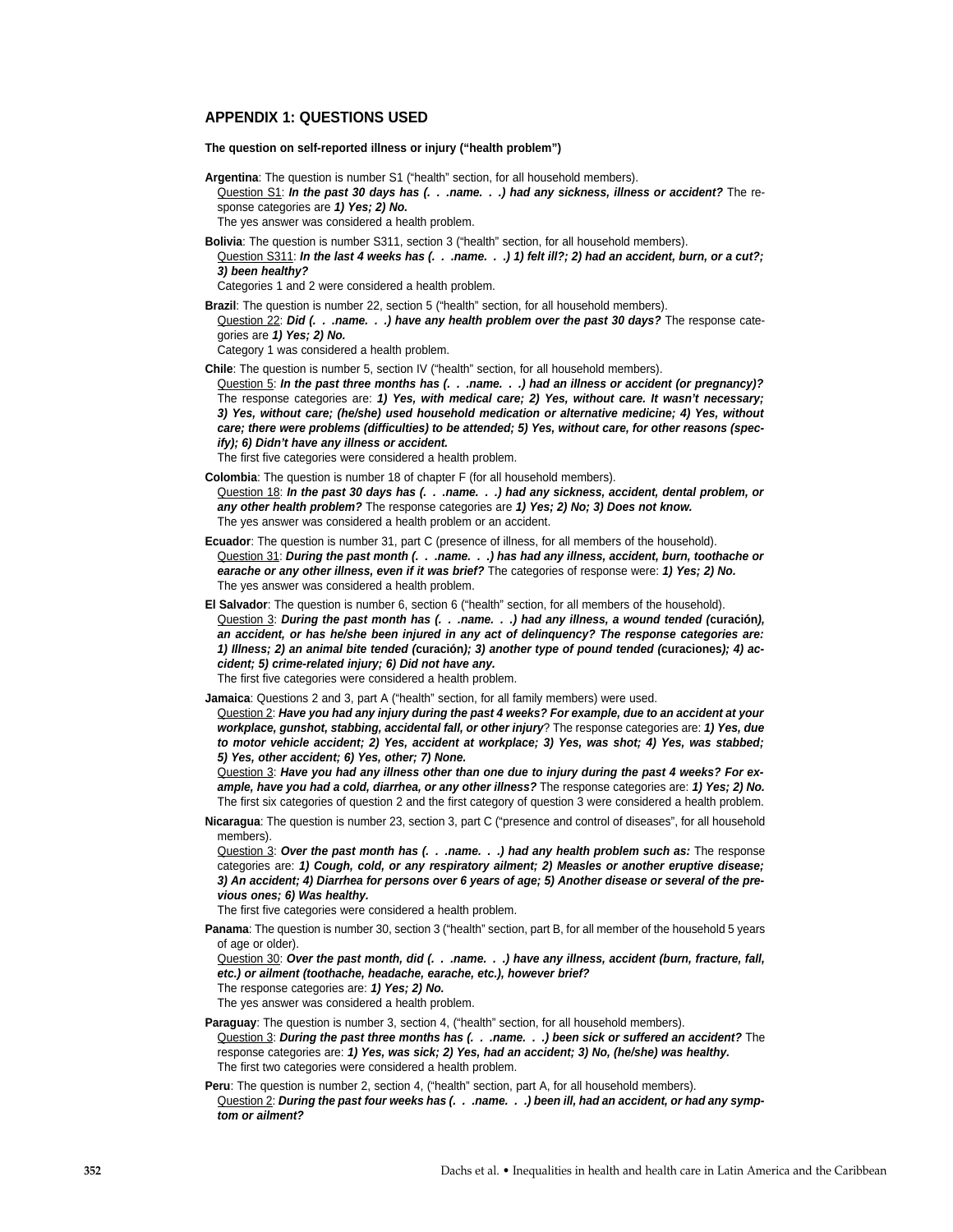## APPENDIX 1: QUESTIONS USED

**The question on self-reported illness or injury ("health problem")**

**Argentina**: The question is number S1 ("health" section, for all household members).
Question S1: ***In the past 30 days has (. . .name. . .) had any sickness, illness or accident?*** The response categories are ***1) Yes; 2) No.***
The yes answer was considered a health problem.

**Bolivia**: The question is number S311, section 3 ("health" section, for all household members).
Question S311: ***In the last 4 weeks has (. . .name. . .) 1) felt ill?; 2) had an accident, burn, or a cut?; 3) been healthy?***
Categories 1 and 2 were considered a health problem.

**Brazil**: The question is number 22, section 5 ("health" section, for all household members).
Question 22: ***Did (. . .name. . .) have any health problem over the past 30 days?*** The response categories are ***1) Yes; 2) No.***
Category 1 was considered a health problem.

**Chile**: The question is number 5, section IV ("health" section, for all household members).
Question 5: ***In the past three months has (. . .name. . .) had an illness or accident (or pregnancy)?*** The response categories are: ***1) Yes, with medical care; 2) Yes, without care. It wasn't necessary; 3) Yes, without care; (he/she) used household medication or alternative medicine; 4) Yes, without care; there were problems (difficulties) to be attended; 5) Yes, without care, for other reasons (specify); 6) Didn't have any illness or accident.***
The first five categories were considered a health problem.

**Colombia**: The question is number 18 of chapter F (for all household members).
Question 18: ***In the past 30 days has (. . .name. . .) had any sickness, accident, dental problem, or any other health problem?*** The response categories are ***1) Yes; 2) No; 3) Does not know.***
The yes answer was considered a health problem or an accident.

**Ecuador**: The question is number 31, part C (presence of illness, for all members of the household).
Question 31: ***During the past month (. . .name. . .) has had any illness, accident, burn, toothache or earache or any other illness, even if it was brief?*** The categories of response were: ***1) Yes; 2) No.***
The yes answer was considered a health problem.

**El Salvador**: The question is number 6, section 6 ("health" section, for all members of the household).
Question 3: ***During the past month has (. . .name. . .) had any illness, a wound tended (curación), an accident, or has he/she been injured in any act of delinquency? The response categories are: 1) Illness; 2) an animal bite tended (curación); 3) another type of pound tended (curaciones); 4) accident; 5) crime-related injury; 6) Did not have any.***
The first five categories were considered a health problem.

**Jamaica**: Questions 2 and 3, part A ("health" section, for all family members) were used.
Question 2: ***Have you had any injury during the past 4 weeks? For example, due to an accident at your workplace, gunshot, stabbing, accidental fall, or other injury***? The response categories are: ***1) Yes, due to motor vehicle accident; 2) Yes, accident at workplace; 3) Yes, was shot; 4) Yes, was stabbed; 5) Yes, other accident; 6) Yes, other; 7) None.***
Question 3: ***Have you had any illness other than one due to injury during the past 4 weeks? For example, have you had a cold, diarrhea, or any other illness?*** The response categories are: ***1) Yes; 2) No.***
The first six categories of question 2 and the first category of question 3 were considered a health problem.

**Nicaragua**: The question is number 23, section 3, part C ("presence and control of diseases", for all household members).
Question 3: ***Over the past month has (. . .name. . .) had any health problem such as:*** The response categories are: ***1) Cough, cold, or any respiratory ailment; 2) Measles or another eruptive disease; 3) An accident; 4) Diarrhea for persons over 6 years of age; 5) Another disease or several of the previous ones; 6) Was healthy.***
The first five categories were considered a health problem.

**Panama**: The question is number 30, section 3 ("health" section, part B, for all member of the household 5 years of age or older).
Question 30: ***Over the past month, did (. . .name. . .) have any illness, accident (burn, fracture, fall, etc.) or ailment (toothache, headache, earache, etc.), however brief?***
The response categories are: ***1) Yes; 2) No.***
The yes answer was considered a health problem.

**Paraguay**: The question is number 3, section 4, ("health" section, for all household members).
Question 3: ***During the past three months has (. . .name. . .) been sick or suffered an accident?*** The response categories are: ***1) Yes, was sick; 2) Yes, had an accident; 3) No, (he/she) was healthy.***
The first two categories were considered a health problem.

**Peru**: The question is number 2, section 4, ("health" section, part A, for all household members).
Question 2: ***During the past four weeks has (. . .name. . .) been ill, had an accident, or had any symptom or ailment?***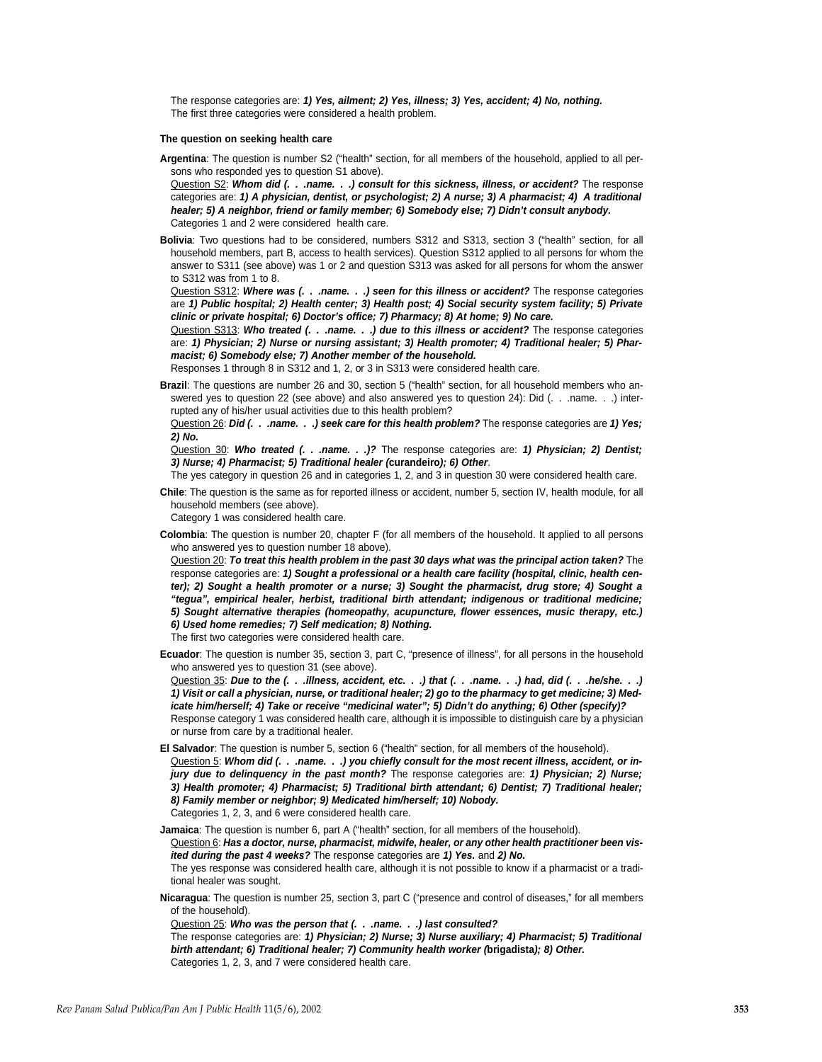The response categories are: ***1) Yes, ailment; 2) Yes, illness; 3) Yes, accident; 4) No, nothing.*** The first three categories were considered a health problem.

**The question on seeking health care**

**Argentina**: The question is number S2 ("health" section, for all members of the household, applied to all persons who responded yes to question S1 above).

Question S2: ***Whom did (. . .name. . .) consult for this sickness, illness, or accident?*** The response categories are: ***1) A physician, dentist, or psychologist; 2) A nurse; 3) A pharmacist; 4) A traditional healer; 5) A neighbor, friend or family member; 6) Somebody else; 7) Didn't consult anybody.*** Categories 1 and 2 were considered health care.

**Bolivia**: Two questions had to be considered, numbers S312 and S313, section 3 ("health" section, for all household members, part B, access to health services). Question S312 applied to all persons for whom the answer to S311 (see above) was 1 or 2 and question S313 was asked for all persons for whom the answer to S312 was from 1 to 8.

Question S312: ***Where was (. . .name. . .) seen for this illness or accident?*** The response categories are ***1) Public hospital; 2) Health center; 3) Health post; 4) Social security system facility; 5) Private clinic or private hospital; 6) Doctor's office; 7) Pharmacy; 8) At home; 9) No care.***

Question S313: ***Who treated (. . .name. . .) due to this illness or accident?*** The response categories are: ***1) Physician; 2) Nurse or nursing assistant; 3) Health promoter; 4) Traditional healer; 5) Pharmacist; 6) Somebody else; 7) Another member of the household.***

Responses 1 through 8 in S312 and 1, 2, or 3 in S313 were considered health care.

**Brazil**: The questions are number 26 and 30, section 5 ("health" section, for all household members who answered yes to question 22 (see above) and also answered yes to question 24): Did (. . .name. . .) interrupted any of his/her usual activities due to this health problem?

Question 26: ***Did (. . .name. . .) seek care for this health problem?*** The response categories are ***1) Yes; 2) No.***

Question 30: ***Who treated (. . .name. . .)?*** The response categories are: ***1) Physician; 2) Dentist; 3) Nurse; 4) Pharmacist; 5) Traditional healer (*****curandeiro*****); 6) Other***.

The yes category in question 26 and in categories 1, 2, and 3 in question 30 were considered health care.

**Chile**: The question is the same as for reported illness or accident, number 5, section IV, health module, for all household members (see above).

Category 1 was considered health care.

**Colombia**: The question is number 20, chapter F (for all members of the household. It applied to all persons who answered yes to question number 18 above).

Question 20: ***To treat this health problem in the past 30 days what was the principal action taken?*** The response categories are: ***1) Sought a professional or a health care facility (hospital, clinic, health center); 2) Sought a health promoter or a nurse; 3) Sought the pharmacist, drug store; 4) Sought a "tegua", empirical healer, herbist, traditional birth attendant; indigenous or traditional medicine; 5) Sought alternative therapies (homeopathy, acupuncture, flower essences, music therapy, etc.) 6) Used home remedies; 7) Self medication; 8) Nothing.***

The first two categories were considered health care.

**Ecuador**: The question is number 35, section 3, part C, "presence of illness", for all persons in the household who answered yes to question 31 (see above).

Question 35: ***Due to the (. . .illness, accident, etc. . .) that (. . .name. . .) had, did (. . .he/she. . .) 1) Visit or call a physician, nurse, or traditional healer; 2) go to the pharmacy to get medicine; 3) Medicate him/herself; 4) Take or receive "medicinal water"; 5) Didn't do anything; 6) Other (specify)?***

Response category 1 was considered health care, although it is impossible to distinguish care by a physician or nurse from care by a traditional healer.

**El Salvador**: The question is number 5, section 6 ("health" section, for all members of the household).

Question 5: ***Whom did (. . .name. . .) you chiefly consult for the most recent illness, accident, or injury due to delinquency in the past month?*** The response categories are: ***1) Physician; 2) Nurse; 3) Health promoter; 4) Pharmacist; 5) Traditional birth attendant; 6) Dentist; 7) Traditional healer; 8) Family member or neighbor; 9) Medicated him/herself; 10) Nobody.***

Categories 1, 2, 3, and 6 were considered health care.

**Jamaica**: The question is number 6, part A ("health" section, for all members of the household).

Question 6: ***Has a doctor, nurse, pharmacist, midwife, healer, or any other health practitioner been visited during the past 4 weeks?*** The response categories are ***1) Yes.*** and ***2) No.***

The yes response was considered health care, although it is not possible to know if a pharmacist or a traditional healer was sought.

**Nicaragua**: The question is number 25, section 3, part C ("presence and control of diseases," for all members of the household).

Question 25: ***Who was the person that (. . .name. . .) last consulted?***

The response categories are: ***1) Physician; 2) Nurse; 3) Nurse auxiliary; 4) Pharmacist; 5) Traditional birth attendant; 6) Traditional healer; 7) Community health worker (*****brigadista*****); 8) Other.***

Categories 1, 2, 3, and 7 were considered health care.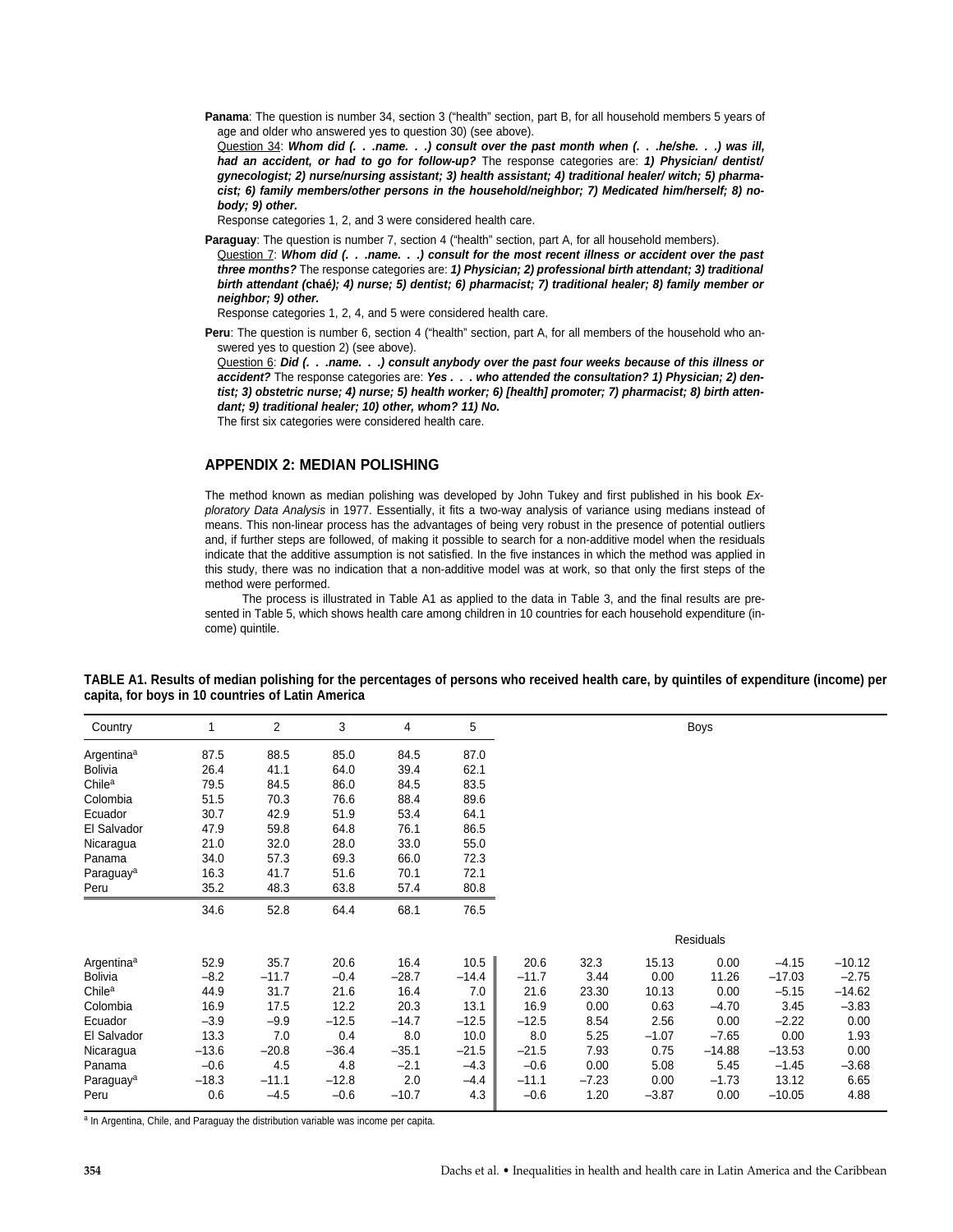**Panama**: The question is number 34, section 3 ("health" section, part B, for all household members 5 years of age and older who answered yes to question 30) (see above).

Question 34: ***Whom did (. . .name. . .) consult over the past month when (. . .he/she. . .) was ill, had an accident, or had to go for follow-up?*** The response categories are: ***1) Physician/ dentist/ gynecologist; 2) nurse/nursing assistant; 3) health assistant; 4) traditional healer/ witch; 5) pharmacist; 6) family members/other persons in the household/neighbor; 7) Medicated him/herself; 8) nobody; 9) other.***

Response categories 1, 2, and 3 were considered health care.

**Paraguay**: The question is number 7, section 4 ("health" section, part A, for all household members).

Question 7: ***Whom did (. . .name. . .) consult for the most recent illness or accident over the past three months?*** The response categories are: ***1) Physician; 2) professional birth attendant; 3) traditional birth attendant (chaé); 4) nurse; 5) dentist; 6) pharmacist; 7) traditional healer; 8) family member or neighbor; 9) other.***

Response categories 1, 2, 4, and 5 were considered health care.

**Peru**: The question is number 6, section 4 ("health" section, part A, for all members of the household who answered yes to question 2) (see above).

Question 6: ***Did (. . .name. . .) consult anybody over the past four weeks because of this illness or accident?*** The response categories are: ***Yes . . . who attended the consultation? 1) Physician; 2) dentist; 3) obstetric nurse; 4) nurse; 5) health worker; 6) [health] promoter; 7) pharmacist; 8) birth attendant; 9) traditional healer; 10) other, whom? 11) No.***

The first six categories were considered health care.

## APPENDIX 2: MEDIAN POLISHING

The method known as median polishing was developed by John Tukey and first published in his book *Exploratory Data Analysis* in 1977. Essentially, it fits a two-way analysis of variance using medians instead of means. This non-linear process has the advantages of being very robust in the presence of potential outliers and, if further steps are followed, of making it possible to search for a non-additive model when the residuals indicate that the additive assumption is not satisfied. In the five instances in which the method was applied in this study, there was no indication that a non-additive model was at work, so that only the first steps of the method were performed.

The process is illustrated in Table A1 as applied to the data in Table 3, and the final results are presented in Table 5, which shows health care among children in 10 countries for each household expenditure (income) quintile.

**TABLE A1. Results of median polishing for the percentages of persons who received health care, by quintiles of expenditure (income) per capita, for boys in 10 countries of Latin America**

| Country | 1 | 2 | 3 | 4 | 5 | Boys | | | | | |
|---|---|---|---|---|---|---|---|---|---|---|---|
| Argentina[a] | 87.5 | 88.5 | 85.0 | 84.5 | 87.0 | | | | | | |
| Bolivia | 26.4 | 41.1 | 64.0 | 39.4 | 62.1 | | | | | | |
| Chile[a] | 79.5 | 84.5 | 86.0 | 84.5 | 83.5 | | | | | | |
| Colombia | 51.5 | 70.3 | 76.6 | 88.4 | 89.6 | | | | | | |
| Ecuador | 30.7 | 42.9 | 51.9 | 53.4 | 64.1 | | | | | | |
| El Salvador | 47.9 | 59.8 | 64.8 | 76.1 | 86.5 | | | | | | |
| Nicaragua | 21.0 | 32.0 | 28.0 | 33.0 | 55.0 | | | | | | |
| Panama | 34.0 | 57.3 | 69.3 | 66.0 | 72.3 | | | | | | |
| Paraguay[a] | 16.3 | 41.7 | 51.6 | 70.1 | 72.1 | | | | | | |
| Peru | 35.2 | 48.3 | 63.8 | 57.4 | 80.8 | | | | | | |
| | 34.6 | 52.8 | 64.4 | 68.1 | 76.5 | | | | | | |
| | | | | | | Residuals | | | | | |
| Argentina[a] | 52.9 | 35.7 | 20.6 | 16.4 | 10.5 | 20.6 | 32.3 | 15.13 | 0.00 | −4.15 | −10.12 |
| Bolivia | −8.2 | −11.7 | −0.4 | −28.7 | −14.4 | −11.7 | 3.44 | 0.00 | 11.26 | −17.03 | −2.75 |
| Chile[a] | 44.9 | 31.7 | 21.6 | 16.4 | 7.0 | 21.6 | 23.30 | 10.13 | 0.00 | −5.15 | −14.62 |
| Colombia | 16.9 | 17.5 | 12.2 | 20.3 | 13.1 | 16.9 | 0.00 | 0.63 | −4.70 | 3.45 | −3.83 |
| Ecuador | −3.9 | −9.9 | −12.5 | −14.7 | −12.5 | −12.5 | 8.54 | 2.56 | 0.00 | −2.22 | 0.00 |
| El Salvador | 13.3 | 7.0 | 0.4 | 8.0 | 10.0 | 8.0 | 5.25 | −1.07 | −7.65 | 0.00 | 1.93 |
| Nicaragua | −13.6 | −20.8 | −36.4 | −35.1 | −21.5 | −21.5 | 7.93 | 0.75 | −14.88 | −13.53 | 0.00 |
| Panama | −0.6 | 4.5 | 4.8 | −2.1 | −4.3 | −0.6 | 0.00 | 5.08 | 5.45 | −1.45 | −3.68 |
| Paraguay[a] | −18.3 | −11.1 | −12.8 | 2.0 | −4.4 | −11.1 | −7.23 | 0.00 | −1.73 | 13.12 | 6.65 |
| Peru | 0.6 | −4.5 | −0.6 | −10.7 | 4.3 | −0.6 | 1.20 | −3.87 | 0.00 | −10.05 | 4.88 |

[a] In Argentina, Chile, and Paraguay the distribution variable was income per capita.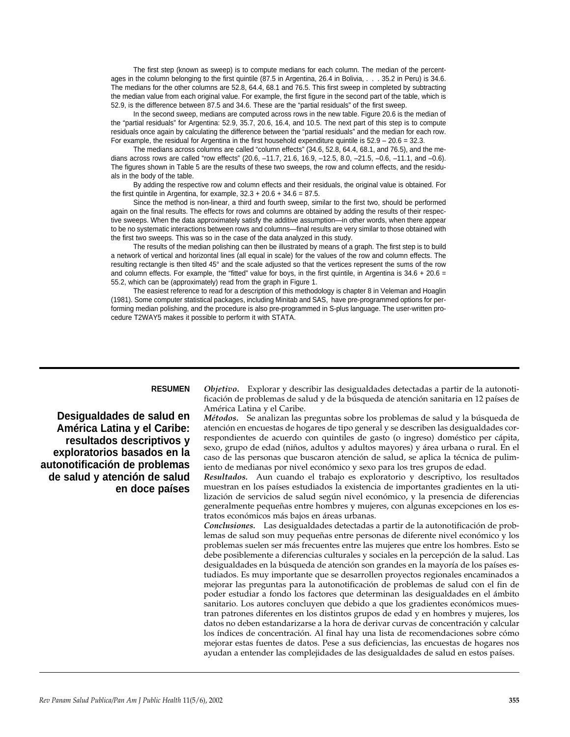The first step (known as sweep) is to compute medians for each column. The median of the percentages in the column belonging to the first quintile (87.5 in Argentina, 26.4 in Bolivia, . . . 35.2 in Peru) is 34.6. The medians for the other columns are 52.8, 64.4, 68.1 and 76.5. This first sweep in completed by subtracting the median value from each original value. For example, the first figure in the second part of the table, which is 52.9, is the difference between 87.5 and 34.6. These are the "partial residuals" of the first sweep.

In the second sweep, medians are computed across rows in the new table. Figure 20.6 is the median of the "partial residuals" for Argentina: 52.9, 35.7, 20.6, 16.4, and 10.5. The next part of this step is to compute residuals once again by calculating the difference between the "partial residuals" and the median for each row. For example, the residual for Argentina in the first household expenditure quintile is 52.9 – 20.6 = 32.3.

The medians across columns are called "column effects" (34.6, 52.8, 64.4, 68.1, and 76.5), and the medians across rows are called "row effects" (20.6, –11.7, 21.6, 16.9, –12.5, 8.0, –21.5, –0.6, –11.1, and –0.6). The figures shown in Table 5 are the results of these two sweeps, the row and column effects, and the residuals in the body of the table.

By adding the respective row and column effects and their residuals, the original value is obtained. For the first quintile in Argentina, for example, 32.3 + 20.6 + 34.6 = 87.5.

Since the method is non-linear, a third and fourth sweep, similar to the first two, should be performed again on the final results. The effects for rows and columns are obtained by adding the results of their respective sweeps. When the data approximately satisfy the additive assumption—in other words, when there appear to be no systematic interactions between rows and columns—final results are very similar to those obtained with the first two sweeps. This was so in the case of the data analyzed in this study.

The results of the median polishing can then be illustrated by means of a graph. The first step is to build a network of vertical and horizontal lines (all equal in scale) for the values of the row and column effects. The resulting rectangle is then tilted 45° and the scale adjusted so that the vertices represent the sums of the row and column effects. For example, the "fitted" value for boys, in the first quintile, in Argentina is 34.6 + 20.6 = 55.2, which can be (approximately) read from the graph in Figure 1.

The easiest reference to read for a description of this methodology is chapter 8 in Veleman and Hoaglin (1981). Some computer statistical packages, including Minitab and SAS, have pre-programmed options for performing median polishing, and the procedure is also pre-programmed in S-plus language. The user-written procedure T2WAY5 makes it possible to perform it with STATA.

---

## RESUMEN

### Desigualdades de salud en América Latina y el Caribe: resultados descriptivos y exploratorios basados en la autonotificación de problemas de salud y atención de salud en doce países

***Objetivo.*** Explorar y describir las desigualdades detectadas a partir de la autonotificación de problemas de salud y de la búsqueda de atención sanitaria en 12 países de América Latina y el Caribe.

***Métodos.*** Se analizan las preguntas sobre los problemas de salud y la búsqueda de atención en encuestas de hogares de tipo general y se describen las desigualdades correspondientes de acuerdo con quintiles de gasto (o ingreso) doméstico per cápita, sexo, grupo de edad (niños, adultos y adultos mayores) y área urbana o rural. En el caso de las personas que buscaron atención de salud, se aplica la técnica de pulimiento de medianas por nivel económico y sexo para los tres grupos de edad.

***Resultados.*** Aun cuando el trabajo es exploratorio y descriptivo, los resultados muestran en los países estudiados la existencia de importantes gradientes en la utilización de servicios de salud según nivel económico, y la presencia de diferencias generalmente pequeñas entre hombres y mujeres, con algunas excepciones en los estratos económicos más bajos en áreas urbanas.

***Conclusiones.*** Las desigualdades detectadas a partir de la autonotificación de problemas de salud son muy pequeñas entre personas de diferente nivel económico y los problemas suelen ser más frecuentes entre las mujeres que entre los hombres. Esto se debe posiblemente a diferencias culturales y sociales en la percepción de la salud. Las desigualdades en la búsqueda de atención son grandes en la mayoría de los países estudiados. Es muy importante que se desarrollen proyectos regionales encaminados a mejorar las preguntas para la autonotificación de problemas de salud con el fin de poder estudiar a fondo los factores que determinan las desigualdades en el ámbito sanitario. Los autores concluyen que debido a que los gradientes económicos muestran patrones diferentes en los distintos grupos de edad y en hombres y mujeres, los datos no deben estandarizarse a la hora de derivar curvas de concentración y calcular los índices de concentración. Al final hay una lista de recomendaciones sobre cómo mejorar estas fuentes de datos. Pese a sus deficiencias, las encuestas de hogares nos ayudan a entender las complejidades de las desigualdades de salud en estos países.